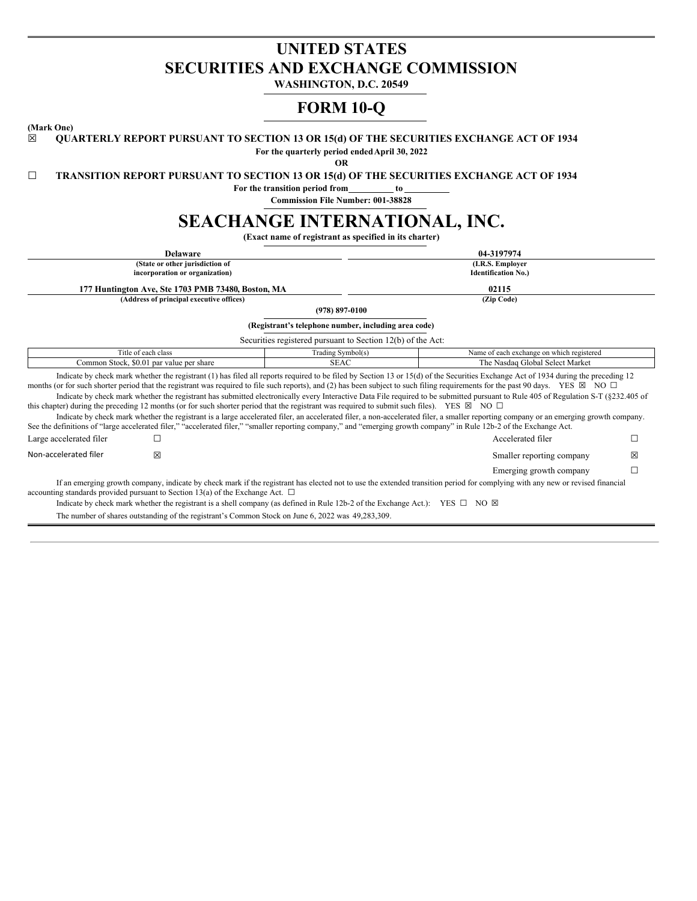# UNITED STATES
# SECURITIES AND EXCHANGE COMMISSION

**WASHINGTON, D.C. 20549**

# FORM 10-Q

**(Mark One)**

☒ **QUARTERLY REPORT PURSUANT TO SECTION 13 OR 15(d) OF THE SECURITIES EXCHANGE ACT OF 1934**

**For the quarterly period ended April 30, 2022**

**OR**

☐ **TRANSITION REPORT PURSUANT TO SECTION 13 OR 15(d) OF THE SECURITIES EXCHANGE ACT OF 1934**

**For the transition period from\_\_\_\_\_\_\_\_\_\_ to \_\_\_\_\_\_\_\_\_\_**

**Commission File Number: 001-38828**

# SEACHANGE INTERNATIONAL, INC.

**(Exact name of registrant as specified in its charter)**

| **Delaware** | **04-3197974** |
|---|---|
| **(State or other jurisdiction of incorporation or organization)** | **(I.R.S. Employer Identification No.)** |
| **177 Huntington Ave, Ste 1703 PMB 73480, Boston, MA** | **02115** |
| **(Address of principal executive offices)** | **(Zip Code)** |

**(978) 897-0100**

**(Registrant's telephone number, including area code)**

Securities registered pursuant to Section 12(b) of the Act:

| Title of each class | Trading Symbol(s) | Name of each exchange on which registered |
|---|---|---|
| Common Stock, $0.01 par value per share | SEAC | The Nasdaq Global Select Market |

Indicate by check mark whether the registrant (1) has filed all reports required to be filed by Section 13 or 15(d) of the Securities Exchange Act of 1934 during the preceding 12 months (or for such shorter period that the registrant was required to file such reports), and (2) has been subject to such filing requirements for the past 90 days. YES ☒ NO ☐

Indicate by check mark whether the registrant has submitted electronically every Interactive Data File required to be submitted pursuant to Rule 405 of Regulation S-T (§232.405 of this chapter) during the preceding 12 months (or for such shorter period that the registrant was required to submit such files). YES ☒ NO ☐

Indicate by check mark whether the registrant is a large accelerated filer, an accelerated filer, a non-accelerated filer, a smaller reporting company or an emerging growth company. See the definitions of "large accelerated filer," "accelerated filer," "smaller reporting company," and "emerging growth company" in Rule 12b-2 of the Exchange Act.

| | | | |
|---|---|---|---|
| Large accelerated filer | ☐ | Accelerated filer | ☐ |
| Non-accelerated filer | ☒ | Smaller reporting company | ☒ |
| | | Emerging growth company | ☐ |

If an emerging growth company, indicate by check mark if the registrant has elected not to use the extended transition period for complying with any new or revised financial accounting standards provided pursuant to Section 13(a) of the Exchange Act. ☐

Indicate by check mark whether the registrant is a shell company (as defined in Rule 12b-2 of the Exchange Act.): YES ☐ NO ☒

The number of shares outstanding of the registrant's Common Stock on June 6, 2022 was 49,283,309.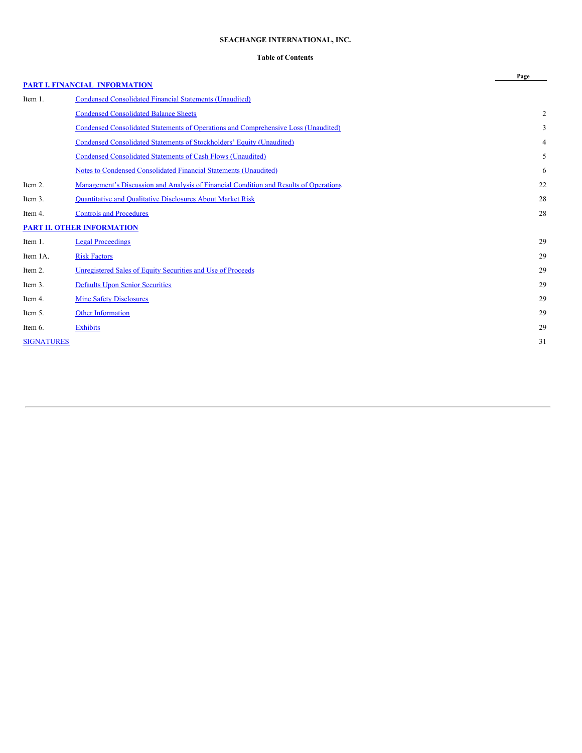**SEACHANGE INTERNATIONAL, INC.**

**Table of Contents**

| | | Page |
|---|---|---|
| **PART I. FINANCIAL INFORMATION** | | |
| Item 1. | Condensed Consolidated Financial Statements (Unaudited) | |
| | Condensed Consolidated Balance Sheets | 2 |
| | Condensed Consolidated Statements of Operations and Comprehensive Loss (Unaudited) | 3 |
| | Condensed Consolidated Statements of Stockholders' Equity (Unaudited) | 4 |
| | Condensed Consolidated Statements of Cash Flows (Unaudited) | 5 |
| | Notes to Condensed Consolidated Financial Statements (Unaudited) | 6 |
| Item 2. | Management's Discussion and Analysis of Financial Condition and Results of Operations | 22 |
| Item 3. | Quantitative and Qualitative Disclosures About Market Risk | 28 |
| Item 4. | Controls and Procedures | 28 |
| **PART II. OTHER INFORMATION** | | |
| Item 1. | Legal Proceedings | 29 |
| Item 1A. | Risk Factors | 29 |
| Item 2. | Unregistered Sales of Equity Securities and Use of Proceeds | 29 |
| Item 3. | Defaults Upon Senior Securities | 29 |
| Item 4. | Mine Safety Disclosures | 29 |
| Item 5. | Other Information | 29 |
| Item 6. | Exhibits | 29 |
| SIGNATURES | | 31 |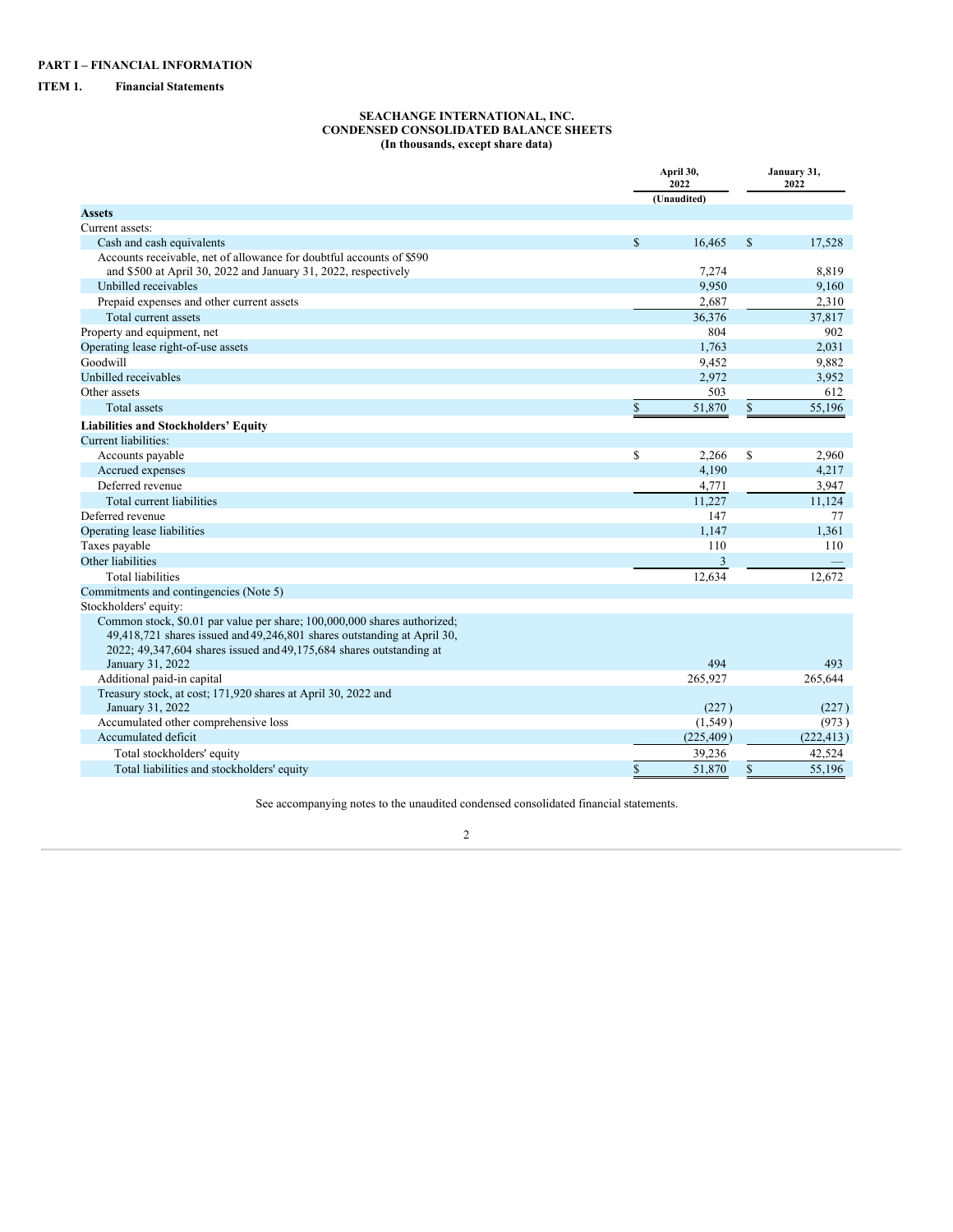**PART I – FINANCIAL INFORMATION**

**ITEM 1. Financial Statements**

**SEACHANGE INTERNATIONAL, INC.**
**CONDENSED CONSOLIDATED BALANCE SHEETS**
**(In thousands, except share data)**

| | April 30, 2022 (Unaudited) | January 31, 2022 |
|---|---|---|
| **Assets** | | |
| Current assets: | | |
| Cash and cash equivalents | $ 16,465 | $ 17,528 |
| Accounts receivable, net of allowance for doubtful accounts of $590 and $500 at April 30, 2022 and January 31, 2022, respectively | 7,274 | 8,819 |
| Unbilled receivables | 9,950 | 9,160 |
| Prepaid expenses and other current assets | 2,687 | 2,310 |
| Total current assets | 36,376 | 37,817 |
| Property and equipment, net | 804 | 902 |
| Operating lease right-of-use assets | 1,763 | 2,031 |
| Goodwill | 9,452 | 9,882 |
| Unbilled receivables | 2,972 | 3,952 |
| Other assets | 503 | 612 |
| Total assets | $ 51,870 | $ 55,196 |
| **Liabilities and Stockholders' Equity** | | |
| Current liabilities: | | |
| Accounts payable | $ 2,266 | $ 2,960 |
| Accrued expenses | 4,190 | 4,217 |
| Deferred revenue | 4,771 | 3,947 |
| Total current liabilities | 11,227 | 11,124 |
| Deferred revenue | 147 | 77 |
| Operating lease liabilities | 1,147 | 1,361 |
| Taxes payable | 110 | 110 |
| Other liabilities | 3 | — |
| Total liabilities | 12,634 | 12,672 |
| Commitments and contingencies (Note 5) | | |
| Stockholders' equity: | | |
| Common stock, $0.01 par value per share; 100,000,000 shares authorized; 49,418,721 shares issued and 49,246,801 shares outstanding at April 30, 2022; 49,347,604 shares issued and 49,175,684 shares outstanding at January 31, 2022 | 494 | 493 |
| Additional paid-in capital | 265,927 | 265,644 |
| Treasury stock, at cost; 171,920 shares at April 30, 2022 and January 31, 2022 | (227) | (227) |
| Accumulated other comprehensive loss | (1,549) | (973) |
| Accumulated deficit | (225,409) | (222,413) |
| Total stockholders' equity | 39,236 | 42,524 |
| Total liabilities and stockholders' equity | $ 51,870 | $ 55,196 |

See accompanying notes to the unaudited condensed consolidated financial statements.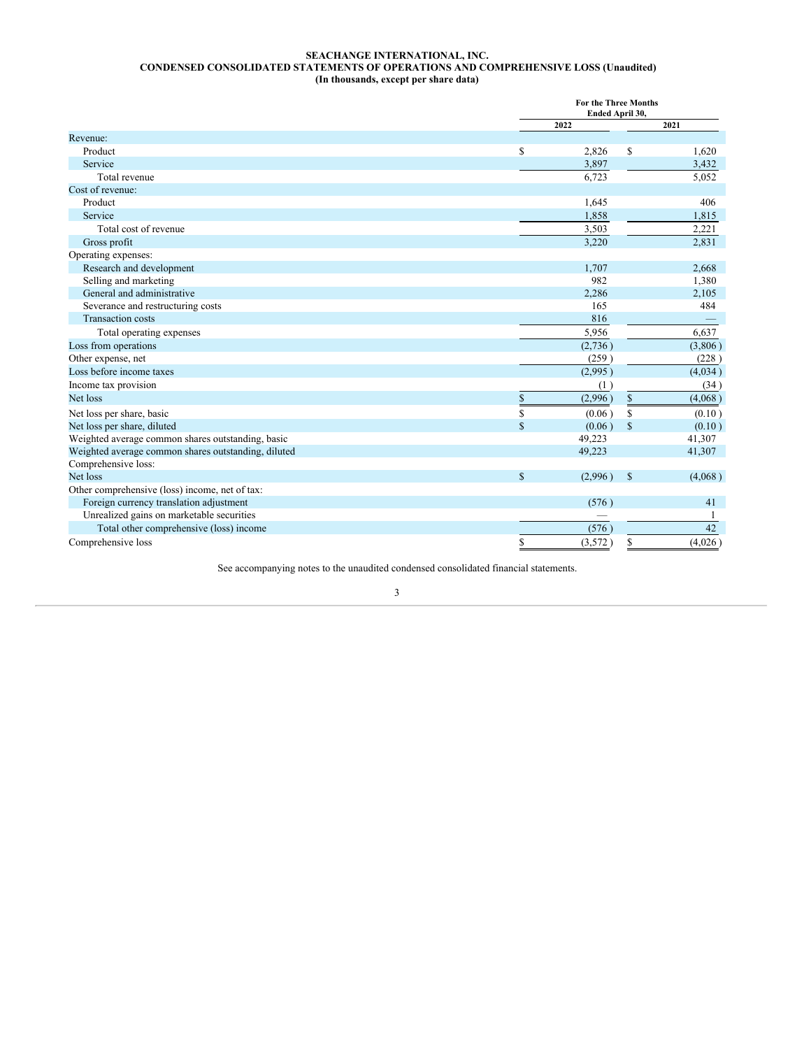**SEACHANGE INTERNATIONAL, INC.**
**CONDENSED CONSOLIDATED STATEMENTS OF OPERATIONS AND COMPREHENSIVE LOSS (Unaudited)**
**(In thousands, except per share data)**

| | For the Three Months Ended April 30, | |
|---|---|---|
| | 2022 | 2021 |
| Revenue: | | |
| Product | $ 2,826 | $ 1,620 |
| Service | 3,897 | 3,432 |
| Total revenue | 6,723 | 5,052 |
| Cost of revenue: | | |
| Product | 1,645 | 406 |
| Service | 1,858 | 1,815 |
| Total cost of revenue | 3,503 | 2,221 |
| Gross profit | 3,220 | 2,831 |
| Operating expenses: | | |
| Research and development | 1,707 | 2,668 |
| Selling and marketing | 982 | 1,380 |
| General and administrative | 2,286 | 2,105 |
| Severance and restructuring costs | 165 | 484 |
| Transaction costs | 816 | — |
| Total operating expenses | 5,956 | 6,637 |
| Loss from operations | (2,736 ) | (3,806 ) |
| Other expense, net | (259 ) | (228 ) |
| Loss before income taxes | (2,995 ) | (4,034 ) |
| Income tax provision | (1 ) | (34 ) |
| Net loss | $ (2,996 ) | $ (4,068 ) |
| Net loss per share, basic | $ (0.06 ) | $ (0.10 ) |
| Net loss per share, diluted | $ (0.06 ) | $ (0.10 ) |
| Weighted average common shares outstanding, basic | 49,223 | 41,307 |
| Weighted average common shares outstanding, diluted | 49,223 | 41,307 |
| Comprehensive loss: | | |
| Net loss | $ (2,996 ) | $ (4,068 ) |
| Other comprehensive (loss) income, net of tax: | | |
| Foreign currency translation adjustment | (576 ) | 41 |
| Unrealized gains on marketable securities | — | 1 |
| Total other comprehensive (loss) income | (576 ) | 42 |
| Comprehensive loss | $ (3,572 ) | $ (4,026 ) |

See accompanying notes to the unaudited condensed consolidated financial statements.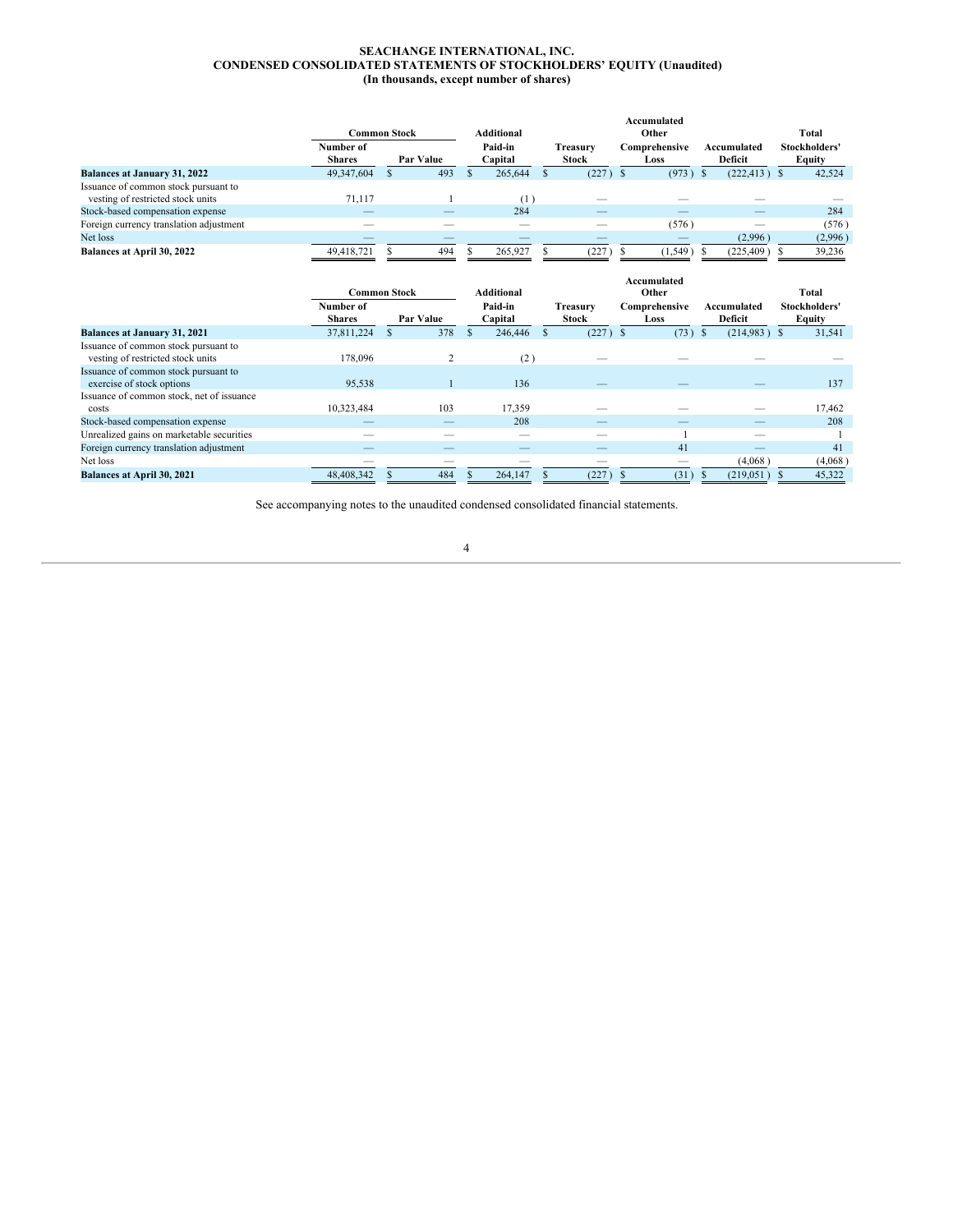**SEACHANGE INTERNATIONAL, INC.**
**CONDENSED CONSOLIDATED STATEMENTS OF STOCKHOLDERS' EQUITY (Unaudited)**
**(In thousands, except number of shares)**

| | Common Stock | | Additional | Treasury | Accumulated Other | Accumulated | Total |
|---|---|---|---|---|---|---|---|
| | Number of Shares | Par Value | Paid-in Capital | Stock | Comprehensive Loss | Deficit | Stockholders' Equity |
| **Balances at January 31, 2022** | 49,347,604 | $ 493 | $ 265,644 | $ (227) | $ (973) | $ (222,413) | $ 42,524 |
| Issuance of common stock pursuant to vesting of restricted stock units | 71,117 | 1 | (1) | — | — | — | — |
| Stock-based compensation expense | — | — | 284 | — | — | — | 284 |
| Foreign currency translation adjustment | — | — | — | — | (576) | — | (576) |
| Net loss | — | — | — | — | — | (2,996) | (2,996) |
| **Balances at April 30, 2022** | 49,418,721 | $ 494 | $ 265,927 | $ (227) | $ (1,549) | $ (225,409) | $ 39,236 |

| | Common Stock | | Additional | Treasury | Accumulated Other | Accumulated | Total |
|---|---|---|---|---|---|---|---|
| | Number of Shares | Par Value | Paid-in Capital | Stock | Comprehensive Loss | Deficit | Stockholders' Equity |
| **Balances at January 31, 2021** | 37,811,224 | $ 378 | $ 246,446 | $ (227) | $ (73) | $ (214,983) | $ 31,541 |
| Issuance of common stock pursuant to vesting of restricted stock units | 178,096 | 2 | (2) | — | — | — | — |
| Issuance of common stock pursuant to exercise of stock options | 95,538 | 1 | 136 | — | — | — | 137 |
| Issuance of common stock, net of issuance costs | 10,323,484 | 103 | 17,359 | — | — | — | 17,462 |
| Stock-based compensation expense | — | — | 208 | — | — | — | 208 |
| Unrealized gains on marketable securities | — | — | — | — | 1 | — | 1 |
| Foreign currency translation adjustment | — | — | — | — | 41 | — | 41 |
| Net loss | — | — | — | — | — | (4,068) | (4,068) |
| **Balances at April 30, 2021** | 48,408,342 | $ 484 | $ 264,147 | $ (227) | $ (31) | $ (219,051) | $ 45,322 |

See accompanying notes to the unaudited condensed consolidated financial statements.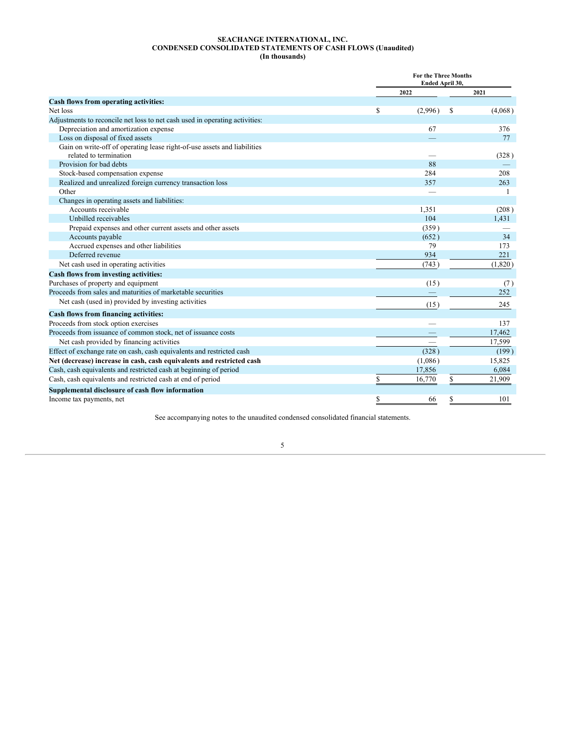**SEACHANGE INTERNATIONAL, INC.**
**CONDENSED CONSOLIDATED STATEMENTS OF CASH FLOWS (Unaudited)**
**(In thousands)**

| | For the Three Months Ended April 30, | |
|---|---|---|
| | 2022 | 2021 |
| **Cash flows from operating activities:** | | |
| Net loss | $ (2,996) | $ (4,068) |
| Adjustments to reconcile net loss to net cash used in operating activities: | | |
| Depreciation and amortization expense | 67 | 376 |
| Loss on disposal of fixed assets | — | 77 |
| Gain on write-off of operating lease right-of-use assets and liabilities related to termination | — | (328) |
| Provision for bad debts | 88 | — |
| Stock-based compensation expense | 284 | 208 |
| Realized and unrealized foreign currency transaction loss | 357 | 263 |
| Other | — | 1 |
| Changes in operating assets and liabilities: | | |
| Accounts receivable | 1,351 | (208) |
| Unbilled receivables | 104 | 1,431 |
| Prepaid expenses and other current assets and other assets | (359) | — |
| Accounts payable | (652) | 34 |
| Accrued expenses and other liabilities | 79 | 173 |
| Deferred revenue | 934 | 221 |
| Net cash used in operating activities | (743) | (1,820) |
| **Cash flows from investing activities:** | | |
| Purchases of property and equipment | (15) | (7) |
| Proceeds from sales and maturities of marketable securities | — | 252 |
| Net cash (used in) provided by investing activities | (15) | 245 |
| **Cash flows from financing activities:** | | |
| Proceeds from stock option exercises | — | 137 |
| Proceeds from issuance of common stock, net of issuance costs | — | 17,462 |
| Net cash provided by financing activities | — | 17,599 |
| Effect of exchange rate on cash, cash equivalents and restricted cash | (328) | (199) |
| **Net (decrease) increase in cash, cash equivalents and restricted cash** | (1,086) | 15,825 |
| Cash, cash equivalents and restricted cash at beginning of period | 17,856 | 6,084 |
| Cash, cash equivalents and restricted cash at end of period | $ 16,770 | $ 21,909 |
| **Supplemental disclosure of cash flow information** | | |
| Income tax payments, net | $ 66 | $ 101 |

See accompanying notes to the unaudited condensed consolidated financial statements.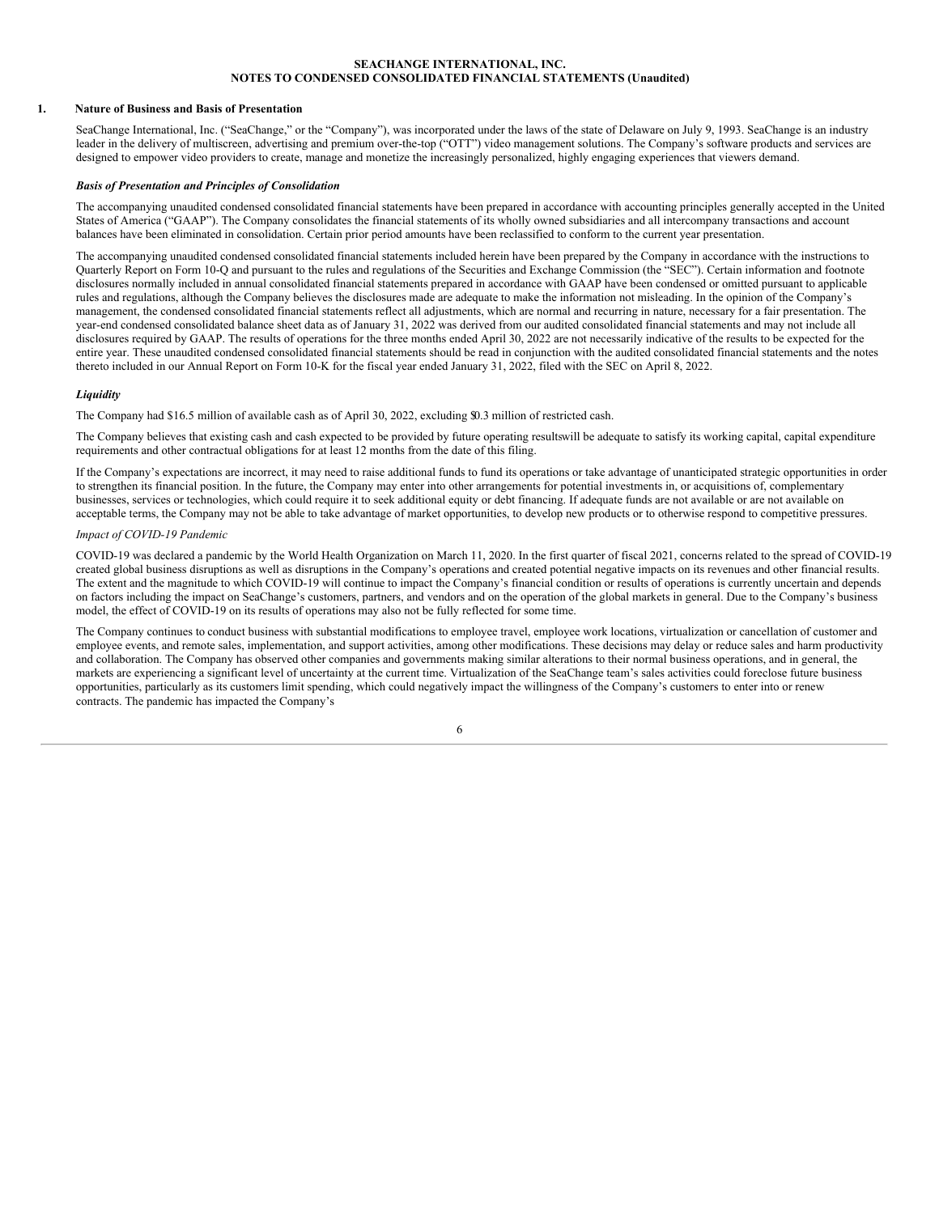**SEACHANGE INTERNATIONAL, INC.**
**NOTES TO CONDENSED CONSOLIDATED FINANCIAL STATEMENTS (Unaudited)**

## 1. Nature of Business and Basis of Presentation

SeaChange International, Inc. ("SeaChange," or the "Company"), was incorporated under the laws of the state of Delaware on July 9, 1993. SeaChange is an industry leader in the delivery of multiscreen, advertising and premium over-the-top ("OTT") video management solutions. The Company's software products and services are designed to empower video providers to create, manage and monetize the increasingly personalized, highly engaging experiences that viewers demand.

### *Basis of Presentation and Principles of Consolidation*

The accompanying unaudited condensed consolidated financial statements have been prepared in accordance with accounting principles generally accepted in the United States of America ("GAAP"). The Company consolidates the financial statements of its wholly owned subsidiaries and all intercompany transactions and account balances have been eliminated in consolidation. Certain prior period amounts have been reclassified to conform to the current year presentation.

The accompanying unaudited condensed consolidated financial statements included herein have been prepared by the Company in accordance with the instructions to Quarterly Report on Form 10-Q and pursuant to the rules and regulations of the Securities and Exchange Commission (the "SEC"). Certain information and footnote disclosures normally included in annual consolidated financial statements prepared in accordance with GAAP have been condensed or omitted pursuant to applicable rules and regulations, although the Company believes the disclosures made are adequate to make the information not misleading. In the opinion of the Company's management, the condensed consolidated financial statements reflect all adjustments, which are normal and recurring in nature, necessary for a fair presentation. The year-end condensed consolidated balance sheet data as of January 31, 2022 was derived from our audited consolidated financial statements and may not include all disclosures required by GAAP. The results of operations for the three months ended April 30, 2022 are not necessarily indicative of the results to be expected for the entire year. These unaudited condensed consolidated financial statements should be read in conjunction with the audited consolidated financial statements and the notes thereto included in our Annual Report on Form 10-K for the fiscal year ended January 31, 2022, filed with the SEC on April 8, 2022.

### *Liquidity*

The Company had $16.5 million of available cash as of April 30, 2022, excluding $0.3 million of restricted cash.

The Company believes that existing cash and cash expected to be provided by future operating resultswill be adequate to satisfy its working capital, capital expenditure requirements and other contractual obligations for at least 12 months from the date of this filing.

If the Company's expectations are incorrect, it may need to raise additional funds to fund its operations or take advantage of unanticipated strategic opportunities in order to strengthen its financial position. In the future, the Company may enter into other arrangements for potential investments in, or acquisitions of, complementary businesses, services or technologies, which could require it to seek additional equity or debt financing. If adequate funds are not available or are not available on acceptable terms, the Company may not be able to take advantage of market opportunities, to develop new products or to otherwise respond to competitive pressures.

*Impact of COVID-19 Pandemic*

COVID-19 was declared a pandemic by the World Health Organization on March 11, 2020. In the first quarter of fiscal 2021, concerns related to the spread of COVID-19 created global business disruptions as well as disruptions in the Company's operations and created potential negative impacts on its revenues and other financial results. The extent and the magnitude to which COVID-19 will continue to impact the Company's financial condition or results of operations is currently uncertain and depends on factors including the impact on SeaChange's customers, partners, and vendors and on the operation of the global markets in general. Due to the Company's business model, the effect of COVID-19 on its results of operations may also not be fully reflected for some time.

The Company continues to conduct business with substantial modifications to employee travel, employee work locations, virtualization or cancellation of customer and employee events, and remote sales, implementation, and support activities, among other modifications. These decisions may delay or reduce sales and harm productivity and collaboration. The Company has observed other companies and governments making similar alterations to their normal business operations, and in general, the markets are experiencing a significant level of uncertainty at the current time. Virtualization of the SeaChange team's sales activities could foreclose future business opportunities, particularly as its customers limit spending, which could negatively impact the willingness of the Company's customers to enter into or renew contracts. The pandemic has impacted the Company's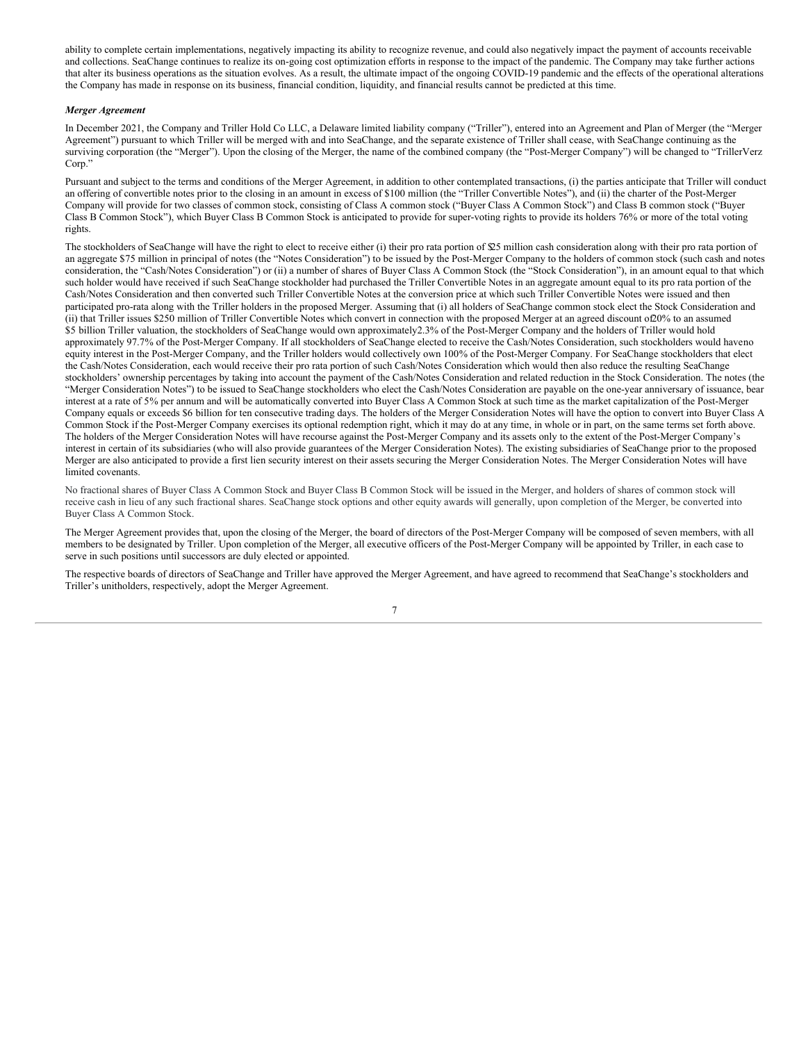ability to complete certain implementations, negatively impacting its ability to recognize revenue, and could also negatively impact the payment of accounts receivable and collections. SeaChange continues to realize its on-going cost optimization efforts in response to the impact of the pandemic. The Company may take further actions that alter its business operations as the situation evolves. As a result, the ultimate impact of the ongoing COVID-19 pandemic and the effects of the operational alterations the Company has made in response on its business, financial condition, liquidity, and financial results cannot be predicted at this time.

***Merger Agreement***

In December 2021, the Company and Triller Hold Co LLC, a Delaware limited liability company ("Triller"), entered into an Agreement and Plan of Merger (the "Merger Agreement") pursuant to which Triller will be merged with and into SeaChange, and the separate existence of Triller shall cease, with SeaChange continuing as the surviving corporation (the "Merger"). Upon the closing of the Merger, the name of the combined company (the "Post-Merger Company") will be changed to "TrillerVerz Corp."

Pursuant and subject to the terms and conditions of the Merger Agreement, in addition to other contemplated transactions, (i) the parties anticipate that Triller will conduct an offering of convertible notes prior to the closing in an amount in excess of $100 million (the "Triller Convertible Notes"), and (ii) the charter of the Post-Merger Company will provide for two classes of common stock, consisting of Class A common stock ("Buyer Class A Common Stock") and Class B common stock ("Buyer Class B Common Stock"), which Buyer Class B Common Stock is anticipated to provide for super-voting rights to provide its holders 76% or more of the total voting rights.

The stockholders of SeaChange will have the right to elect to receive either (i) their pro rata portion of $25 million cash consideration along with their pro rata portion of an aggregate $75 million in principal of notes (the "Notes Consideration") to be issued by the Post-Merger Company to the holders of common stock (such cash and notes consideration, the "Cash/Notes Consideration") or (ii) a number of shares of Buyer Class A Common Stock (the "Stock Consideration"), in an amount equal to that which such holder would have received if such SeaChange stockholder had purchased the Triller Convertible Notes in an aggregate amount equal to its pro rata portion of the Cash/Notes Consideration and then converted such Triller Convertible Notes at the conversion price at which such Triller Convertible Notes were issued and then participated pro-rata along with the Triller holders in the proposed Merger. Assuming that (i) all holders of SeaChange common stock elect the Stock Consideration and (ii) that Triller issues $250 million of Triller Convertible Notes which convert in connection with the proposed Merger at an agreed discount of 20% to an assumed $5 billion Triller valuation, the stockholders of SeaChange would own approximately 2.3% of the Post-Merger Company and the holders of Triller would hold approximately 97.7% of the Post-Merger Company. If all stockholders of SeaChange elected to receive the Cash/Notes Consideration, such stockholders would have no equity interest in the Post-Merger Company, and the Triller holders would collectively own 100% of the Post-Merger Company. For SeaChange stockholders that elect the Cash/Notes Consideration, each would receive their pro rata portion of such Cash/Notes Consideration which would then also reduce the resulting SeaChange stockholders' ownership percentages by taking into account the payment of the Cash/Notes Consideration and related reduction in the Stock Consideration. The notes (the "Merger Consideration Notes") to be issued to SeaChange stockholders who elect the Cash/Notes Consideration are payable on the one-year anniversary of issuance, bear interest at a rate of 5% per annum and will be automatically converted into Buyer Class A Common Stock at such time as the market capitalization of the Post-Merger Company equals or exceeds $6 billion for ten consecutive trading days. The holders of the Merger Consideration Notes will have the option to convert into Buyer Class A Common Stock if the Post-Merger Company exercises its optional redemption right, which it may do at any time, in whole or in part, on the same terms set forth above. The holders of the Merger Consideration Notes will have recourse against the Post-Merger Company and its assets only to the extent of the Post-Merger Company's interest in certain of its subsidiaries (who will also provide guarantees of the Merger Consideration Notes). The existing subsidiaries of SeaChange prior to the proposed Merger are also anticipated to provide a first lien security interest on their assets securing the Merger Consideration Notes. The Merger Consideration Notes will have limited covenants.

No fractional shares of Buyer Class A Common Stock and Buyer Class B Common Stock will be issued in the Merger, and holders of shares of common stock will receive cash in lieu of any such fractional shares. SeaChange stock options and other equity awards will generally, upon completion of the Merger, be converted into Buyer Class A Common Stock.

The Merger Agreement provides that, upon the closing of the Merger, the board of directors of the Post-Merger Company will be composed of seven members, with all members to be designated by Triller. Upon completion of the Merger, all executive officers of the Post-Merger Company will be appointed by Triller, in each case to serve in such positions until successors are duly elected or appointed.

The respective boards of directors of SeaChange and Triller have approved the Merger Agreement, and have agreed to recommend that SeaChange's stockholders and Triller's unitholders, respectively, adopt the Merger Agreement.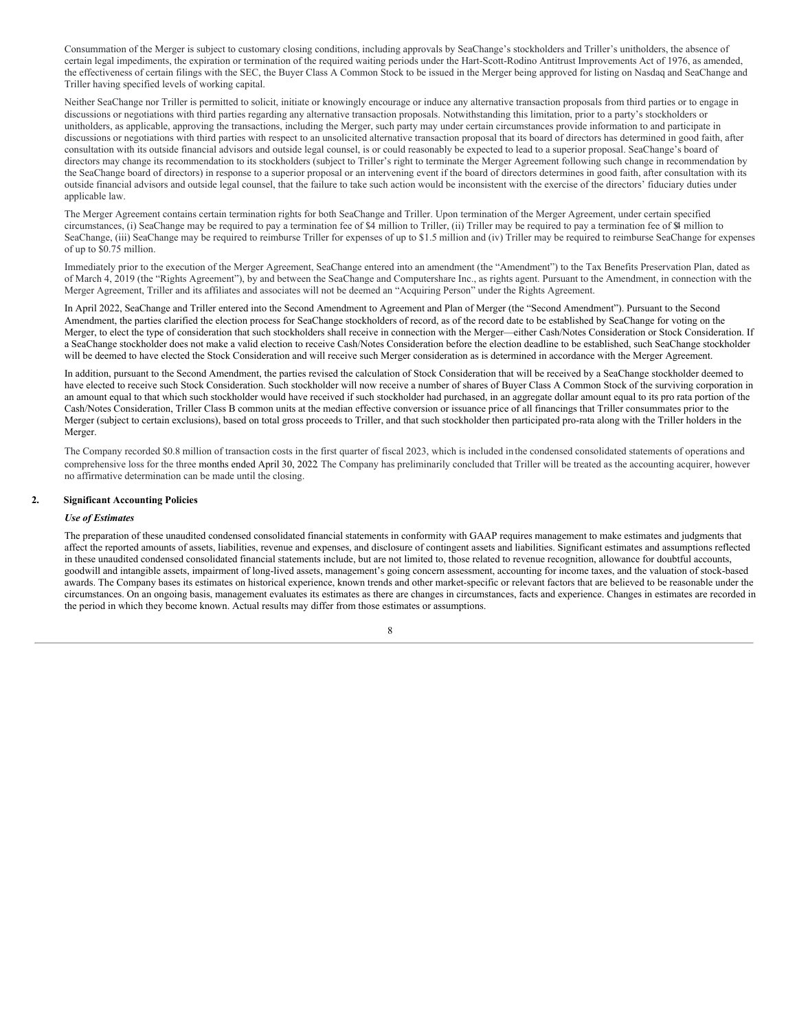Consummation of the Merger is subject to customary closing conditions, including approvals by SeaChange's stockholders and Triller's unitholders, the absence of certain legal impediments, the expiration or termination of the required waiting periods under the Hart-Scott-Rodino Antitrust Improvements Act of 1976, as amended, the effectiveness of certain filings with the SEC, the Buyer Class A Common Stock to be issued in the Merger being approved for listing on Nasdaq and SeaChange and Triller having specified levels of working capital.

Neither SeaChange nor Triller is permitted to solicit, initiate or knowingly encourage or induce any alternative transaction proposals from third parties or to engage in discussions or negotiations with third parties regarding any alternative transaction proposals. Notwithstanding this limitation, prior to a party's stockholders or unitholders, as applicable, approving the transactions, including the Merger, such party may under certain circumstances provide information to and participate in discussions or negotiations with third parties with respect to an unsolicited alternative transaction proposal that its board of directors has determined in good faith, after consultation with its outside financial advisors and outside legal counsel, is or could reasonably be expected to lead to a superior proposal. SeaChange's board of directors may change its recommendation to its stockholders (subject to Triller's right to terminate the Merger Agreement following such change in recommendation by the SeaChange board of directors) in response to a superior proposal or an intervening event if the board of directors determines in good faith, after consultation with its outside financial advisors and outside legal counsel, that the failure to take such action would be inconsistent with the exercise of the directors' fiduciary duties under applicable law.

The Merger Agreement contains certain termination rights for both SeaChange and Triller. Upon termination of the Merger Agreement, under certain specified circumstances, (i) SeaChange may be required to pay a termination fee of $4 million to Triller, (ii) Triller may be required to pay a termination fee of $4 million to SeaChange, (iii) SeaChange may be required to reimburse Triller for expenses of up to $1.5 million and (iv) Triller may be required to reimburse SeaChange for expenses of up to $0.75 million.

Immediately prior to the execution of the Merger Agreement, SeaChange entered into an amendment (the "Amendment") to the Tax Benefits Preservation Plan, dated as of March 4, 2019 (the "Rights Agreement"), by and between the SeaChange and Computershare Inc., as rights agent. Pursuant to the Amendment, in connection with the Merger Agreement, Triller and its affiliates and associates will not be deemed an "Acquiring Person" under the Rights Agreement.

In April 2022, SeaChange and Triller entered into the Second Amendment to Agreement and Plan of Merger (the "Second Amendment"). Pursuant to the Second Amendment, the parties clarified the election process for SeaChange stockholders of record, as of the record date to be established by SeaChange for voting on the Merger, to elect the type of consideration that such stockholders shall receive in connection with the Merger—either Cash/Notes Consideration or Stock Consideration. If a SeaChange stockholder does not make a valid election to receive Cash/Notes Consideration before the election deadline to be established, such SeaChange stockholder will be deemed to have elected the Stock Consideration and will receive such Merger consideration as is determined in accordance with the Merger Agreement.

In addition, pursuant to the Second Amendment, the parties revised the calculation of Stock Consideration that will be received by a SeaChange stockholder deemed to have elected to receive such Stock Consideration. Such stockholder will now receive a number of shares of Buyer Class A Common Stock of the surviving corporation in an amount equal to that which such stockholder would have received if such stockholder had purchased, in an aggregate dollar amount equal to its pro rata portion of the Cash/Notes Consideration, Triller Class B common units at the median effective conversion or issuance price of all financings that Triller consummates prior to the Merger (subject to certain exclusions), based on total gross proceeds to Triller, and that such stockholder then participated pro-rata along with the Triller holders in the Merger.

The Company recorded $0.8 million of transaction costs in the first quarter of fiscal 2023, which is included in the condensed consolidated statements of operations and comprehensive loss for the three months ended April 30, 2022 The Company has preliminarily concluded that Triller will be treated as the accounting acquirer, however no affirmative determination can be made until the closing.

## 2. Significant Accounting Policies

### *Use of Estimates*

The preparation of these unaudited condensed consolidated financial statements in conformity with GAAP requires management to make estimates and judgments that affect the reported amounts of assets, liabilities, revenue and expenses, and disclosure of contingent assets and liabilities. Significant estimates and assumptions reflected in these unaudited condensed consolidated financial statements include, but are not limited to, those related to revenue recognition, allowance for doubtful accounts, goodwill and intangible assets, impairment of long-lived assets, management's going concern assessment, accounting for income taxes, and the valuation of stock-based awards. The Company bases its estimates on historical experience, known trends and other market-specific or relevant factors that are believed to be reasonable under the circumstances. On an ongoing basis, management evaluates its estimates as there are changes in circumstances, facts and experience. Changes in estimates are recorded in the period in which they become known. Actual results may differ from those estimates or assumptions.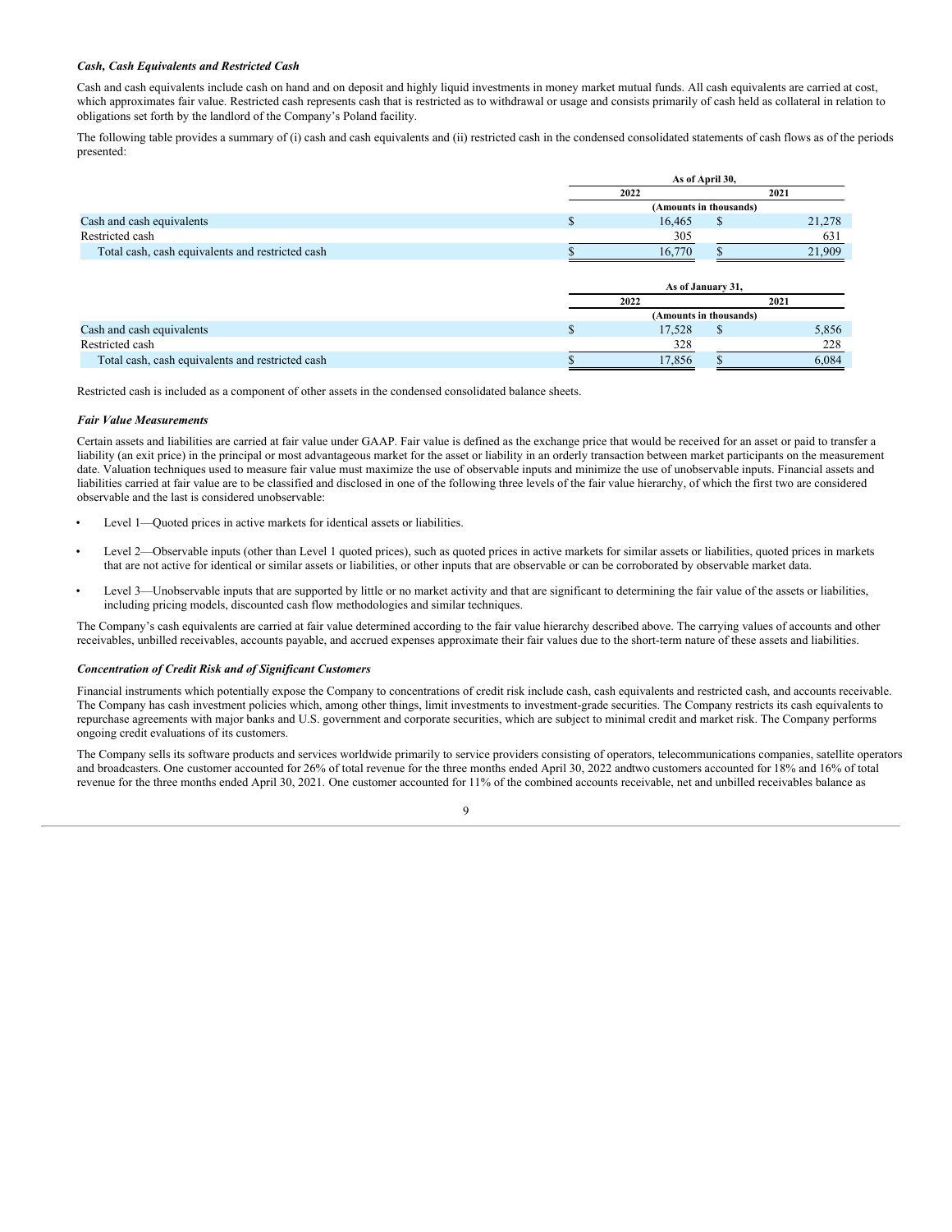***Cash, Cash Equivalents and Restricted Cash***

Cash and cash equivalents include cash on hand and on deposit and highly liquid investments in money market mutual funds. All cash equivalents are carried at cost, which approximates fair value. Restricted cash represents cash that is restricted as to withdrawal or usage and consists primarily of cash held as collateral in relation to obligations set forth by the landlord of the Company's Poland facility.

The following table provides a summary of (i) cash and cash equivalents and (ii) restricted cash in the condensed consolidated statements of cash flows as of the periods presented:

| | As of April 30, | |
|---|---|---|
| | 2022 | 2021 |
| | (Amounts in thousands) | |
| Cash and cash equivalents | $ 16,465 | $ 21,278 |
| Restricted cash | 305 | 631 |
| Total cash, cash equivalents and restricted cash | $ 16,770 | $ 21,909 |

| | As of January 31, | |
|---|---|---|
| | 2022 | 2021 |
| | (Amounts in thousands) | |
| Cash and cash equivalents | $ 17,528 | $ 5,856 |
| Restricted cash | 328 | 228 |
| Total cash, cash equivalents and restricted cash | $ 17,856 | $ 6,084 |

Restricted cash is included as a component of other assets in the condensed consolidated balance sheets.

***Fair Value Measurements***

Certain assets and liabilities are carried at fair value under GAAP. Fair value is defined as the exchange price that would be received for an asset or paid to transfer a liability (an exit price) in the principal or most advantageous market for the asset or liability in an orderly transaction between market participants on the measurement date. Valuation techniques used to measure fair value must maximize the use of observable inputs and minimize the use of unobservable inputs. Financial assets and liabilities carried at fair value are to be classified and disclosed in one of the following three levels of the fair value hierarchy, of which the first two are considered observable and the last is considered unobservable:

- Level 1—Quoted prices in active markets for identical assets or liabilities.
- Level 2—Observable inputs (other than Level 1 quoted prices), such as quoted prices in active markets for similar assets or liabilities, quoted prices in markets that are not active for identical or similar assets or liabilities, or other inputs that are observable or can be corroborated by observable market data.
- Level 3—Unobservable inputs that are supported by little or no market activity and that are significant to determining the fair value of the assets or liabilities, including pricing models, discounted cash flow methodologies and similar techniques.

The Company's cash equivalents are carried at fair value determined according to the fair value hierarchy described above. The carrying values of accounts and other receivables, unbilled receivables, accounts payable, and accrued expenses approximate their fair values due to the short-term nature of these assets and liabilities.

***Concentration of Credit Risk and of Significant Customers***

Financial instruments which potentially expose the Company to concentrations of credit risk include cash, cash equivalents and restricted cash, and accounts receivable. The Company has cash investment policies which, among other things, limit investments to investment-grade securities. The Company restricts its cash equivalents to repurchase agreements with major banks and U.S. government and corporate securities, which are subject to minimal credit and market risk. The Company performs ongoing credit evaluations of its customers.

The Company sells its software products and services worldwide primarily to service providers consisting of operators, telecommunications companies, satellite operators and broadcasters. One customer accounted for 26% of total revenue for the three months ended April 30, 2022 andtwo customers accounted for 18% and 16% of total revenue for the three months ended April 30, 2021. One customer accounted for 11% of the combined accounts receivable, net and unbilled receivables balance as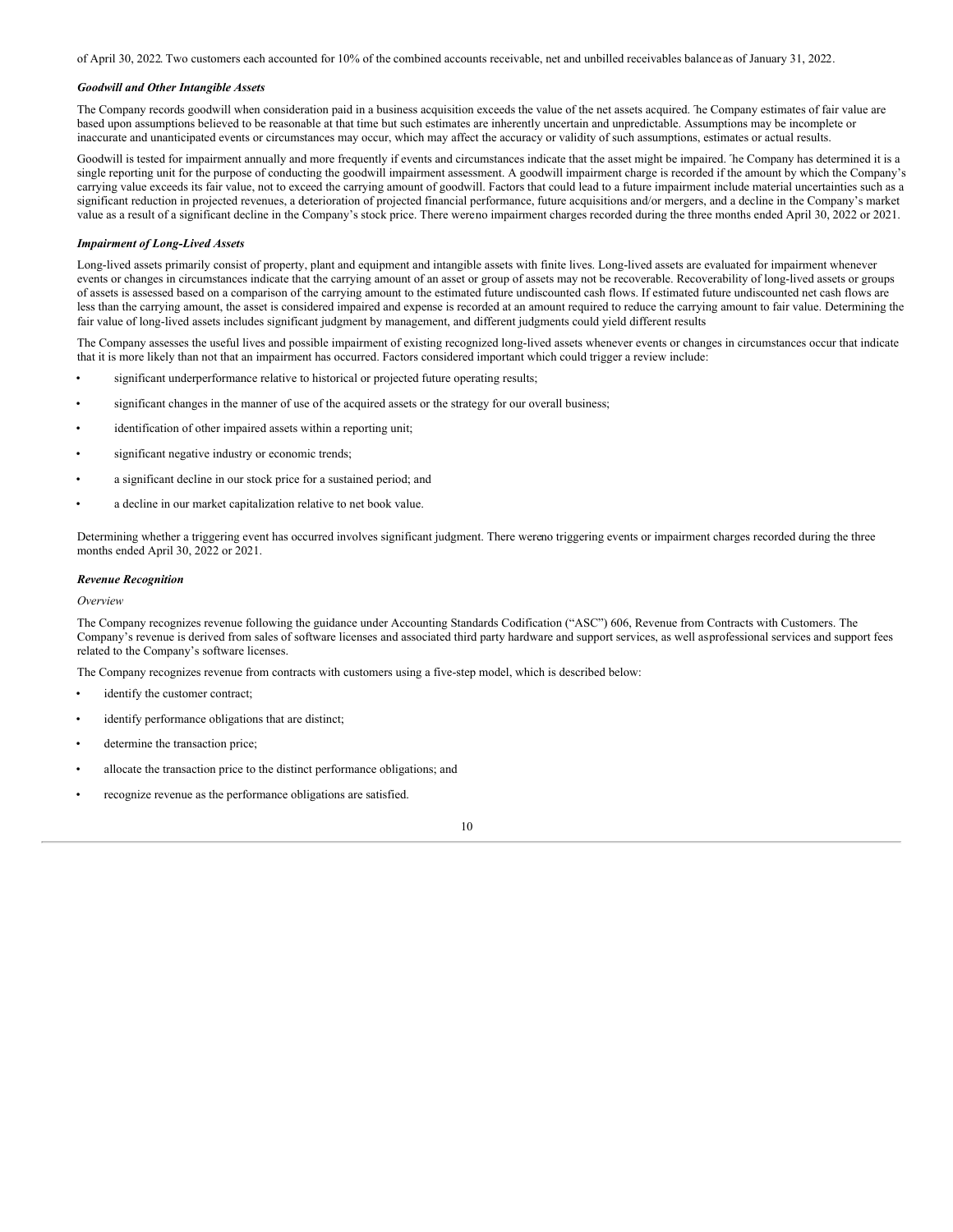of April 30, 2022. Two customers each accounted for 10% of the combined accounts receivable, net and unbilled receivables balance as of January 31, 2022.

***Goodwill and Other Intangible Assets***

The Company records goodwill when consideration paid in a business acquisition exceeds the value of the net assets acquired. The Company estimates of fair value are based upon assumptions believed to be reasonable at that time but such estimates are inherently uncertain and unpredictable. Assumptions may be incomplete or inaccurate and unanticipated events or circumstances may occur, which may affect the accuracy or validity of such assumptions, estimates or actual results.

Goodwill is tested for impairment annually and more frequently if events and circumstances indicate that the asset might be impaired. The Company has determined it is a single reporting unit for the purpose of conducting the goodwill impairment assessment. A goodwill impairment charge is recorded if the amount by which the Company's carrying value exceeds its fair value, not to exceed the carrying amount of goodwill. Factors that could lead to a future impairment include material uncertainties such as a significant reduction in projected revenues, a deterioration of projected financial performance, future acquisitions and/or mergers, and a decline in the Company's market value as a result of a significant decline in the Company's stock price. There were no impairment charges recorded during the three months ended April 30, 2022 or 2021.

***Impairment of Long-Lived Assets***

Long-lived assets primarily consist of property, plant and equipment and intangible assets with finite lives. Long-lived assets are evaluated for impairment whenever events or changes in circumstances indicate that the carrying amount of an asset or group of assets may not be recoverable. Recoverability of long-lived assets or groups of assets is assessed based on a comparison of the carrying amount to the estimated future undiscounted cash flows. If estimated future undiscounted net cash flows are less than the carrying amount, the asset is considered impaired and expense is recorded at an amount required to reduce the carrying amount to fair value. Determining the fair value of long-lived assets includes significant judgment by management, and different judgments could yield different results

The Company assesses the useful lives and possible impairment of existing recognized long-lived assets whenever events or changes in circumstances occur that indicate that it is more likely than not that an impairment has occurred. Factors considered important which could trigger a review include:

- significant underperformance relative to historical or projected future operating results;
- significant changes in the manner of use of the acquired assets or the strategy for our overall business;
- identification of other impaired assets within a reporting unit;
- significant negative industry or economic trends;
- a significant decline in our stock price for a sustained period; and
- a decline in our market capitalization relative to net book value.

Determining whether a triggering event has occurred involves significant judgment. There were no triggering events or impairment charges recorded during the three months ended April 30, 2022 or 2021.

***Revenue Recognition***

*Overview*

The Company recognizes revenue following the guidance under Accounting Standards Codification ("ASC") 606, Revenue from Contracts with Customers. The Company's revenue is derived from sales of software licenses and associated third party hardware and support services, as well as professional services and support fees related to the Company's software licenses.

The Company recognizes revenue from contracts with customers using a five-step model, which is described below:

- identify the customer contract;
- identify performance obligations that are distinct;
- determine the transaction price;
- allocate the transaction price to the distinct performance obligations; and
- recognize revenue as the performance obligations are satisfied.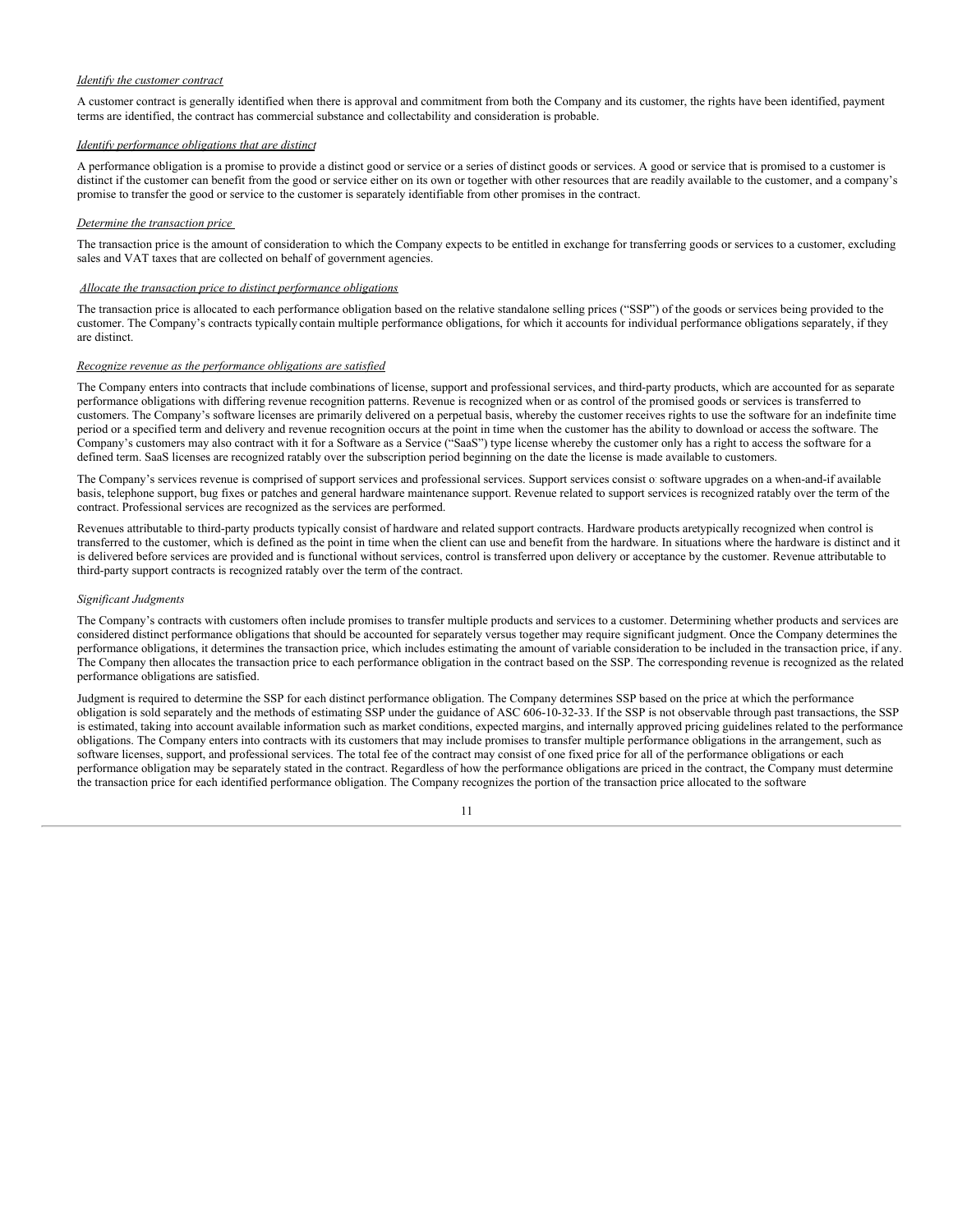*Identify the customer contract*

A customer contract is generally identified when there is approval and commitment from both the Company and its customer, the rights have been identified, payment terms are identified, the contract has commercial substance and collectability and consideration is probable.

*Identify performance obligations that are distinct*

A performance obligation is a promise to provide a distinct good or service or a series of distinct goods or services. A good or service that is promised to a customer is distinct if the customer can benefit from the good or service either on its own or together with other resources that are readily available to the customer, and a company's promise to transfer the good or service to the customer is separately identifiable from other promises in the contract.

*Determine the transaction price*

The transaction price is the amount of consideration to which the Company expects to be entitled in exchange for transferring goods or services to a customer, excluding sales and VAT taxes that are collected on behalf of government agencies.

*Allocate the transaction price to distinct performance obligations*

The transaction price is allocated to each performance obligation based on the relative standalone selling prices ("SSP") of the goods or services being provided to the customer. The Company's contracts typically contain multiple performance obligations, for which it accounts for individual performance obligations separately, if they are distinct.

*Recognize revenue as the performance obligations are satisfied*

The Company enters into contracts that include combinations of license, support and professional services, and third-party products, which are accounted for as separate performance obligations with differing revenue recognition patterns. Revenue is recognized when or as control of the promised goods or services is transferred to customers. The Company's software licenses are primarily delivered on a perpetual basis, whereby the customer receives rights to use the software for an indefinite time period or a specified term and delivery and revenue recognition occurs at the point in time when the customer has the ability to download or access the software. The Company's customers may also contract with it for a Software as a Service ("SaaS") type license whereby the customer only has a right to access the software for a defined term. SaaS licenses are recognized ratably over the subscription period beginning on the date the license is made available to customers.

The Company's services revenue is comprised of support services and professional services. Support services consist of software upgrades on a when-and-if available basis, telephone support, bug fixes or patches and general hardware maintenance support. Revenue related to support services is recognized ratably over the term of the contract. Professional services are recognized as the services are performed.

Revenues attributable to third-party products typically consist of hardware and related support contracts. Hardware products aretypically recognized when control is transferred to the customer, which is defined as the point in time when the client can use and benefit from the hardware. In situations where the hardware is distinct and it is delivered before services are provided and is functional without services, control is transferred upon delivery or acceptance by the customer. Revenue attributable to third-party support contracts is recognized ratably over the term of the contract.

*Significant Judgments*

The Company's contracts with customers often include promises to transfer multiple products and services to a customer. Determining whether products and services are considered distinct performance obligations that should be accounted for separately versus together may require significant judgment. Once the Company determines the performance obligations, it determines the transaction price, which includes estimating the amount of variable consideration to be included in the transaction price, if any. The Company then allocates the transaction price to each performance obligation in the contract based on the SSP. The corresponding revenue is recognized as the related performance obligations are satisfied.

Judgment is required to determine the SSP for each distinct performance obligation. The Company determines SSP based on the price at which the performance obligation is sold separately and the methods of estimating SSP under the guidance of ASC 606-10-32-33. If the SSP is not observable through past transactions, the SSP is estimated, taking into account available information such as market conditions, expected margins, and internally approved pricing guidelines related to the performance obligations. The Company enters into contracts with its customers that may include promises to transfer multiple performance obligations in the arrangement, such as software licenses, support, and professional services. The total fee of the contract may consist of one fixed price for all of the performance obligations or each performance obligation may be separately stated in the contract. Regardless of how the performance obligations are priced in the contract, the Company must determine the transaction price for each identified performance obligation. The Company recognizes the portion of the transaction price allocated to the software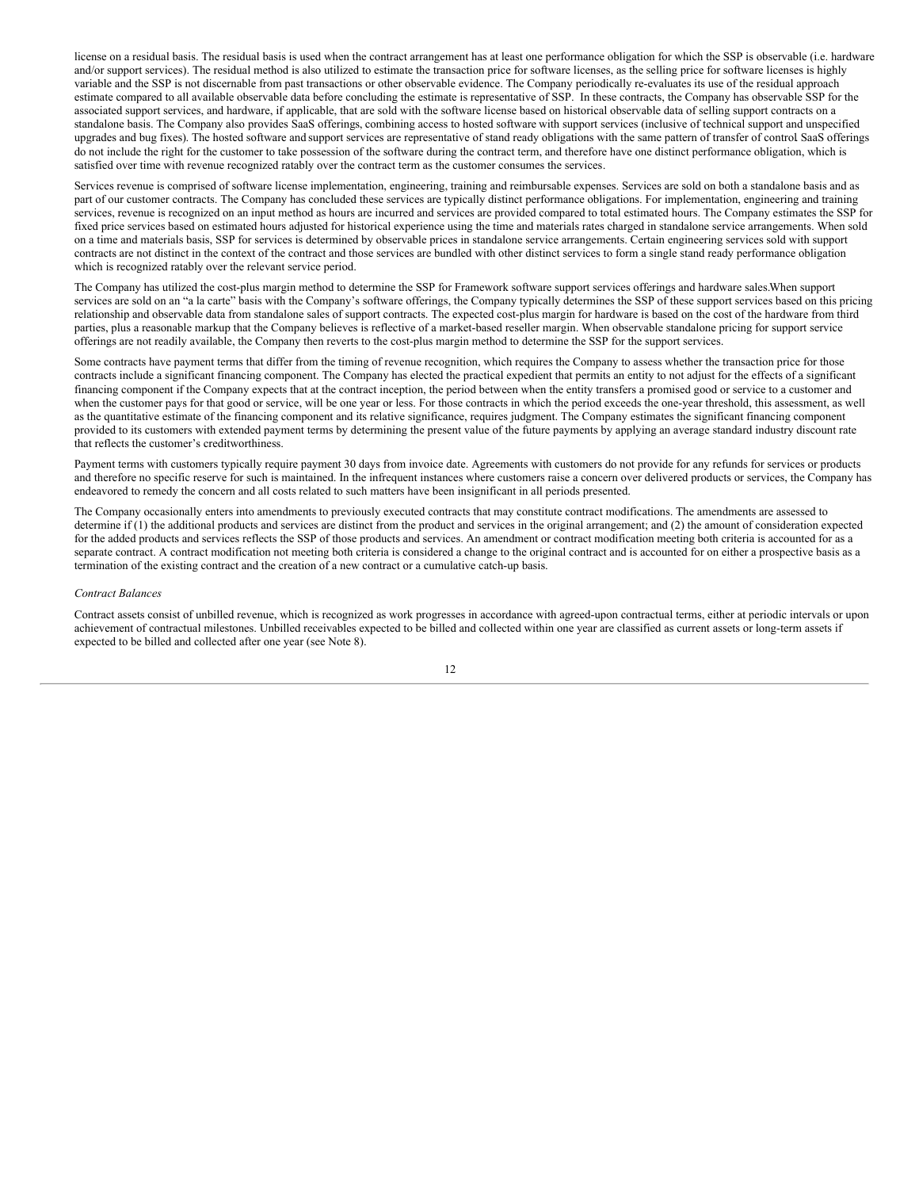license on a residual basis. The residual basis is used when the contract arrangement has at least one performance obligation for which the SSP is observable (i.e. hardware and/or support services). The residual method is also utilized to estimate the transaction price for software licenses, as the selling price for software licenses is highly variable and the SSP is not discernable from past transactions or other observable evidence. The Company periodically re-evaluates its use of the residual approach estimate compared to all available observable data before concluding the estimate is representative of SSP. In these contracts, the Company has observable SSP for the associated support services, and hardware, if applicable, that are sold with the software license based on historical observable data of selling support contracts on a standalone basis. The Company also provides SaaS offerings, combining access to hosted software with support services (inclusive of technical support and unspecified upgrades and bug fixes). The hosted software and support services are representative of stand ready obligations with the same pattern of transfer of control SaaS offerings do not include the right for the customer to take possession of the software during the contract term, and therefore have one distinct performance obligation, which is satisfied over time with revenue recognized ratably over the contract term as the customer consumes the services.

Services revenue is comprised of software license implementation, engineering, training and reimbursable expenses. Services are sold on both a standalone basis and as part of our customer contracts. The Company has concluded these services are typically distinct performance obligations. For implementation, engineering and training services, revenue is recognized on an input method as hours are incurred and services are provided compared to total estimated hours. The Company estimates the SSP for fixed price services based on estimated hours adjusted for historical experience using the time and materials rates charged in standalone service arrangements. When sold on a time and materials basis, SSP for services is determined by observable prices in standalone service arrangements. Certain engineering services sold with support contracts are not distinct in the context of the contract and those services are bundled with other distinct services to form a single stand ready performance obligation which is recognized ratably over the relevant service period.

The Company has utilized the cost-plus margin method to determine the SSP for Framework software support services offerings and hardware sales.When support services are sold on an "a la carte" basis with the Company's software offerings, the Company typically determines the SSP of these support services based on this pricing relationship and observable data from standalone sales of support contracts. The expected cost-plus margin for hardware is based on the cost of the hardware from third parties, plus a reasonable markup that the Company believes is reflective of a market-based reseller margin. When observable standalone pricing for support service offerings are not readily available, the Company then reverts to the cost-plus margin method to determine the SSP for the support services.

Some contracts have payment terms that differ from the timing of revenue recognition, which requires the Company to assess whether the transaction price for those contracts include a significant financing component. The Company has elected the practical expedient that permits an entity to not adjust for the effects of a significant financing component if the Company expects that at the contract inception, the period between when the entity transfers a promised good or service to a customer and when the customer pays for that good or service, will be one year or less. For those contracts in which the period exceeds the one-year threshold, this assessment, as well as the quantitative estimate of the financing component and its relative significance, requires judgment. The Company estimates the significant financing component provided to its customers with extended payment terms by determining the present value of the future payments by applying an average standard industry discount rate that reflects the customer's creditworthiness.

Payment terms with customers typically require payment 30 days from invoice date. Agreements with customers do not provide for any refunds for services or products and therefore no specific reserve for such is maintained. In the infrequent instances where customers raise a concern over delivered products or services, the Company has endeavored to remedy the concern and all costs related to such matters have been insignificant in all periods presented.

The Company occasionally enters into amendments to previously executed contracts that may constitute contract modifications. The amendments are assessed to determine if (1) the additional products and services are distinct from the product and services in the original arrangement; and (2) the amount of consideration expected for the added products and services reflects the SSP of those products and services. An amendment or contract modification meeting both criteria is accounted for as a separate contract. A contract modification not meeting both criteria is considered a change to the original contract and is accounted for on either a prospective basis as a termination of the existing contract and the creation of a new contract or a cumulative catch-up basis.

*Contract Balances*

Contract assets consist of unbilled revenue, which is recognized as work progresses in accordance with agreed-upon contractual terms, either at periodic intervals or upon achievement of contractual milestones. Unbilled receivables expected to be billed and collected within one year are classified as current assets or long-term assets if expected to be billed and collected after one year (see Note 8).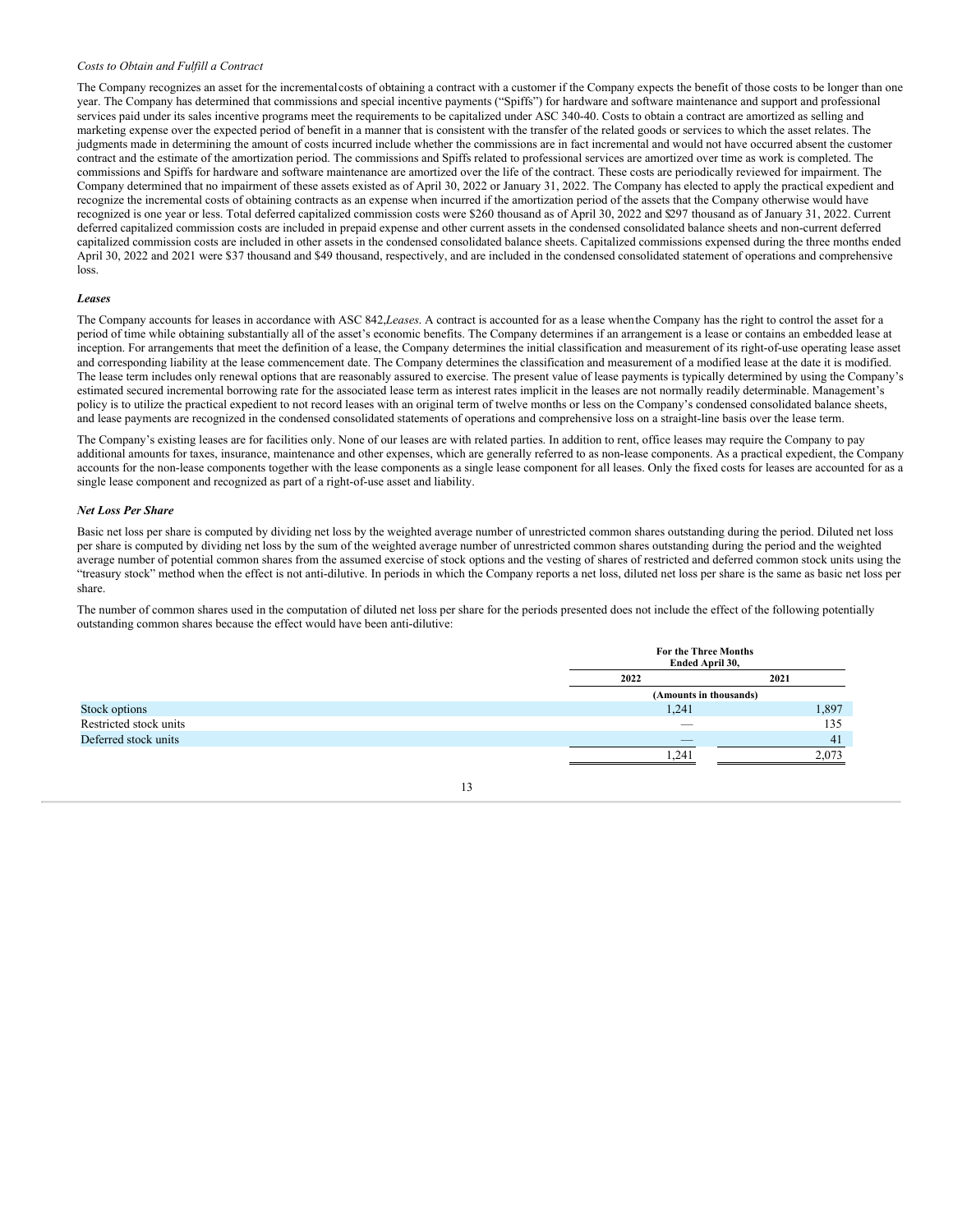*Costs to Obtain and Fulfill a Contract*

The Company recognizes an asset for the incremental costs of obtaining a contract with a customer if the Company expects the benefit of those costs to be longer than one year. The Company has determined that commissions and special incentive payments ("Spiffs") for hardware and software maintenance and support and professional services paid under its sales incentive programs meet the requirements to be capitalized under ASC 340-40. Costs to obtain a contract are amortized as selling and marketing expense over the expected period of benefit in a manner that is consistent with the transfer of the related goods or services to which the asset relates. The judgments made in determining the amount of costs incurred include whether the commissions are in fact incremental and would not have occurred absent the customer contract and the estimate of the amortization period. The commissions and Spiffs related to professional services are amortized over time as work is completed. The commissions and Spiffs for hardware and software maintenance are amortized over the life of the contract. These costs are periodically reviewed for impairment. The Company determined that no impairment of these assets existed as of April 30, 2022 or January 31, 2022. The Company has elected to apply the practical expedient and recognize the incremental costs of obtaining contracts as an expense when incurred if the amortization period of the assets that the Company otherwise would have recognized is one year or less. Total deferred capitalized commission costs were $260 thousand as of April 30, 2022 and $297 thousand as of January 31, 2022. Current deferred capitalized commission costs are included in prepaid expense and other current assets in the condensed consolidated balance sheets and non-current deferred capitalized commission costs are included in other assets in the condensed consolidated balance sheets. Capitalized commissions expensed during the three months ended April 30, 2022 and 2021 were $37 thousand and $49 thousand, respectively, and are included in the condensed consolidated statement of operations and comprehensive loss.

***Leases***

The Company accounts for leases in accordance with ASC 842, *Leases.* A contract is accounted for as a lease when the Company has the right to control the asset for a period of time while obtaining substantially all of the asset's economic benefits. The Company determines if an arrangement is a lease or contains an embedded lease at inception. For arrangements that meet the definition of a lease, the Company determines the initial classification and measurement of its right-of-use operating lease asset and corresponding liability at the lease commencement date. The Company determines the classification and measurement of a modified lease at the date it is modified. The lease term includes only renewal options that are reasonably assured to exercise. The present value of lease payments is typically determined by using the Company's estimated secured incremental borrowing rate for the associated lease term as interest rates implicit in the leases are not normally readily determinable. Management's policy is to utilize the practical expedient to not record leases with an original term of twelve months or less on the Company's condensed consolidated balance sheets, and lease payments are recognized in the condensed consolidated statements of operations and comprehensive loss on a straight-line basis over the lease term.

The Company's existing leases are for facilities only. None of our leases are with related parties. In addition to rent, office leases may require the Company to pay additional amounts for taxes, insurance, maintenance and other expenses, which are generally referred to as non-lease components. As a practical expedient, the Company accounts for the non-lease components together with the lease components as a single lease component for all leases. Only the fixed costs for leases are accounted for as a single lease component and recognized as part of a right-of-use asset and liability.

***Net Loss Per Share***

Basic net loss per share is computed by dividing net loss by the weighted average number of unrestricted common shares outstanding during the period. Diluted net loss per share is computed by dividing net loss by the sum of the weighted average number of unrestricted common shares outstanding during the period and the weighted average number of potential common shares from the assumed exercise of stock options and the vesting of shares of restricted and deferred common stock units using the "treasury stock" method when the effect is not anti-dilutive. In periods in which the Company reports a net loss, diluted net loss per share is the same as basic net loss per share.

The number of common shares used in the computation of diluted net loss per share for the periods presented does not include the effect of the following potentially outstanding common shares because the effect would have been anti-dilutive:

| | For the Three Months Ended April 30, | |
|---|---|---|
| | 2022 | 2021 |
| | (Amounts in thousands) | |
| Stock options | 1,241 | 1,897 |
| Restricted stock units | — | 135 |
| Deferred stock units | — | 41 |
| | 1,241 | 2,073 |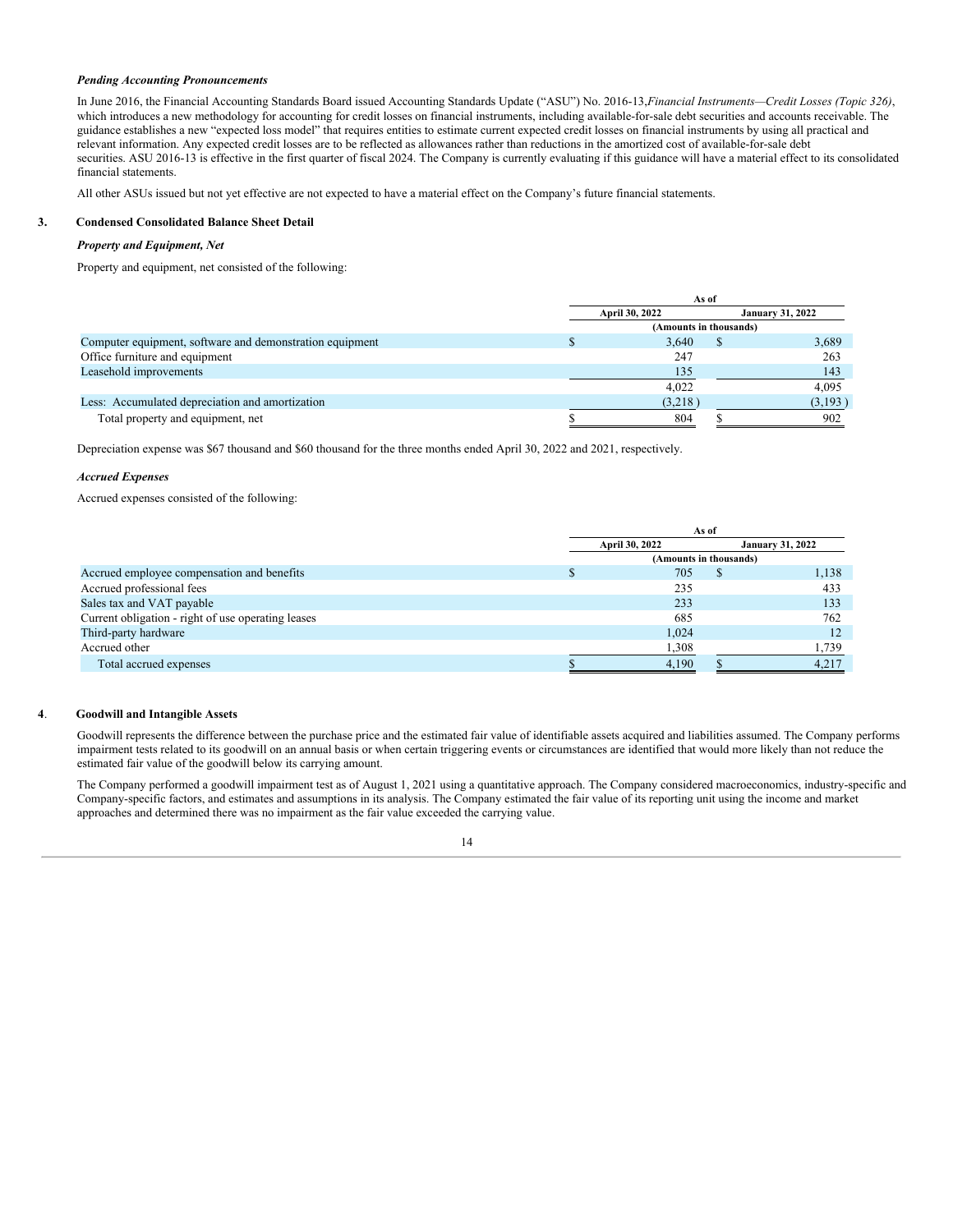### *Pending Accounting Pronouncements*

In June 2016, the Financial Accounting Standards Board issued Accounting Standards Update ("ASU") No. 2016-13,*Financial Instruments—Credit Losses (Topic 326)*, which introduces a new methodology for accounting for credit losses on financial instruments, including available-for-sale debt securities and accounts receivable. The guidance establishes a new "expected loss model" that requires entities to estimate current expected credit losses on financial instruments by using all practical and relevant information. Any expected credit losses are to be reflected as allowances rather than reductions in the amortized cost of available-for-sale debt securities. ASU 2016-13 is effective in the first quarter of fiscal 2024. The Company is currently evaluating if this guidance will have a material effect to its consolidated financial statements.

All other ASUs issued but not yet effective are not expected to have a material effect on the Company's future financial statements.

## 3. Condensed Consolidated Balance Sheet Detail

### *Property and Equipment, Net*

Property and equipment, net consisted of the following:

| | As of | |
|---|---|---|
| | April 30, 2022 | January 31, 2022 |
| | (Amounts in thousands) | |
| Computer equipment, software and demonstration equipment | $ 3,640 | $ 3,689 |
| Office furniture and equipment | 247 | 263 |
| Leasehold improvements | 135 | 143 |
| | 4,022 | 4,095 |
| Less: Accumulated depreciation and amortization | (3,218) | (3,193) |
| Total property and equipment, net | $ 804 | $ 902 |

Depreciation expense was $67 thousand and $60 thousand for the three months ended April 30, 2022 and 2021, respectively.

### *Accrued Expenses*

Accrued expenses consisted of the following:

| | As of | |
|---|---|---|
| | April 30, 2022 | January 31, 2022 |
| | (Amounts in thousands) | |
| Accrued employee compensation and benefits | $ 705 | $ 1,138 |
| Accrued professional fees | 235 | 433 |
| Sales tax and VAT payable | 233 | 133 |
| Current obligation - right of use operating leases | 685 | 762 |
| Third-party hardware | 1,024 | 12 |
| Accrued other | 1,308 | 1,739 |
| Total accrued expenses | $ 4,190 | $ 4,217 |

## 4. Goodwill and Intangible Assets

Goodwill represents the difference between the purchase price and the estimated fair value of identifiable assets acquired and liabilities assumed. The Company performs impairment tests related to its goodwill on an annual basis or when certain triggering events or circumstances are identified that would more likely than not reduce the estimated fair value of the goodwill below its carrying amount.

The Company performed a goodwill impairment test as of August 1, 2021 using a quantitative approach. The Company considered macroeconomics, industry-specific and Company-specific factors, and estimates and assumptions in its analysis. The Company estimated the fair value of its reporting unit using the income and market approaches and determined there was no impairment as the fair value exceeded the carrying value.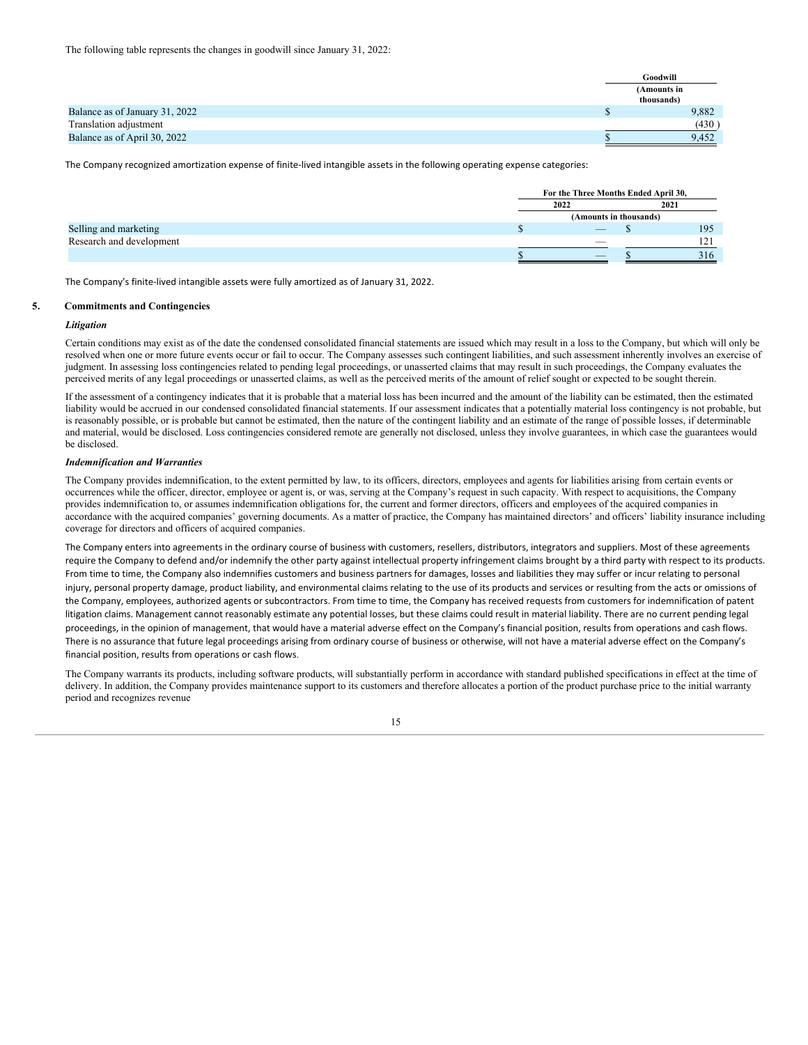The following table represents the changes in goodwill since January 31, 2022:

| | Goodwill (Amounts in thousands) |
|---|---|
| Balance as of January 31, 2022 | $ 9,882 |
| Translation adjustment | (430 ) |
| Balance as of April 30, 2022 | $ 9,452 |

The Company recognized amortization expense of finite-lived intangible assets in the following operating expense categories:

| | For the Three Months Ended April 30, | |
|---|---|---|
| | 2022 | 2021 |
| | (Amounts in thousands) | |
| Selling and marketing | $ — | $ 195 |
| Research and development | — | 121 |
| | $ — | $ 316 |

The Company's finite-lived intangible assets were fully amortized as of January 31, 2022.

## 5. Commitments and Contingencies

### *Litigation*

Certain conditions may exist as of the date the condensed consolidated financial statements are issued which may result in a loss to the Company, but which will only be resolved when one or more future events occur or fail to occur. The Company assesses such contingent liabilities, and such assessment inherently involves an exercise of judgment. In assessing loss contingencies related to pending legal proceedings, or unasserted claims that may result in such proceedings, the Company evaluates the perceived merits of any legal proceedings or unasserted claims, as well as the perceived merits of the amount of relief sought or expected to be sought therein.

If the assessment of a contingency indicates that it is probable that a material loss has been incurred and the amount of the liability can be estimated, then the estimated liability would be accrued in our condensed consolidated financial statements. If our assessment indicates that a potentially material loss contingency is not probable, but is reasonably possible, or is probable but cannot be estimated, then the nature of the contingent liability and an estimate of the range of possible losses, if determinable and material, would be disclosed. Loss contingencies considered remote are generally not disclosed, unless they involve guarantees, in which case the guarantees would be disclosed.

### *Indemnification and Warranties*

The Company provides indemnification, to the extent permitted by law, to its officers, directors, employees and agents for liabilities arising from certain events or occurrences while the officer, director, employee or agent is, or was, serving at the Company's request in such capacity. With respect to acquisitions, the Company provides indemnification to, or assumes indemnification obligations for, the current and former directors, officers and employees of the acquired companies in accordance with the acquired companies' governing documents. As a matter of practice, the Company has maintained directors' and officers' liability insurance including coverage for directors and officers of acquired companies.

The Company enters into agreements in the ordinary course of business with customers, resellers, distributors, integrators and suppliers. Most of these agreements require the Company to defend and/or indemnify the other party against intellectual property infringement claims brought by a third party with respect to its products. From time to time, the Company also indemnifies customers and business partners for damages, losses and liabilities they may suffer or incur relating to personal injury, personal property damage, product liability, and environmental claims relating to the use of its products and services or resulting from the acts or omissions of the Company, employees, authorized agents or subcontractors. From time to time, the Company has received requests from customers for indemnification of patent litigation claims. Management cannot reasonably estimate any potential losses, but these claims could result in material liability. There are no current pending legal proceedings, in the opinion of management, that would have a material adverse effect on the Company's financial position, results from operations and cash flows. There is no assurance that future legal proceedings arising from ordinary course of business or otherwise, will not have a material adverse effect on the Company's financial position, results from operations or cash flows.

The Company warrants its products, including software products, will substantially perform in accordance with standard published specifications in effect at the time of delivery. In addition, the Company provides maintenance support to its customers and therefore allocates a portion of the product purchase price to the initial warranty period and recognizes revenue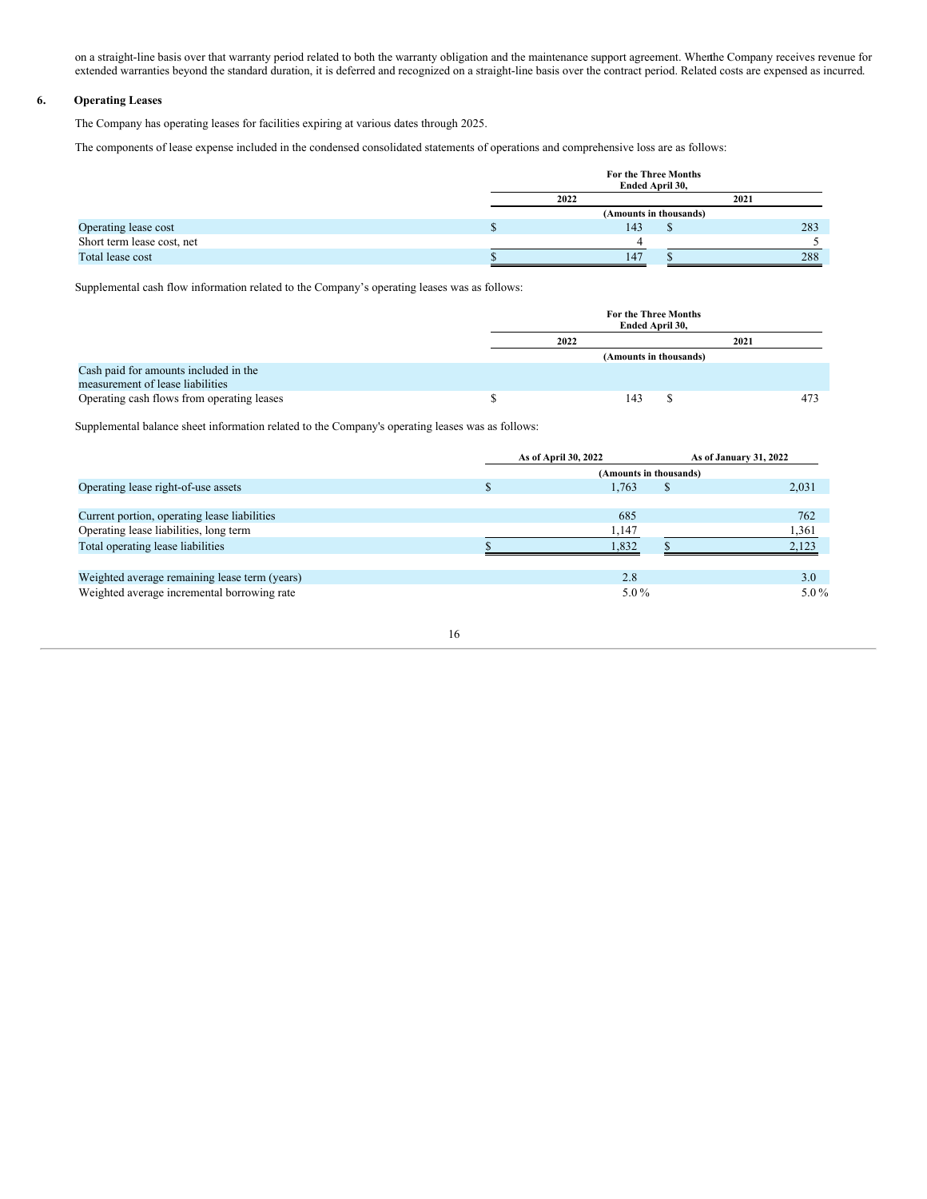on a straight-line basis over that warranty period related to both the warranty obligation and the maintenance support agreement. Whenthe Company receives revenue for extended warranties beyond the standard duration, it is deferred and recognized on a straight-line basis over the contract period. Related costs are expensed as incurred.

## 6. Operating Leases

The Company has operating leases for facilities expiring at various dates through 2025.

The components of lease expense included in the condensed consolidated statements of operations and comprehensive loss are as follows:

| | For the Three Months Ended April 30, | |
|---|---|---|
| | 2022 | 2021 |
| | (Amounts in thousands) | |
| Operating lease cost | $ 143 | $ 283 |
| Short term lease cost, net | 4 | 5 |
| Total lease cost | $ 147 | $ 288 |

Supplemental cash flow information related to the Company's operating leases was as follows:

| | For the Three Months Ended April 30, | |
|---|---|---|
| | 2022 | 2021 |
| | (Amounts in thousands) | |
| Cash paid for amounts included in the measurement of lease liabilities | | |
| Operating cash flows from operating leases | $ 143 | $ 473 |

Supplemental balance sheet information related to the Company's operating leases was as follows:

| | As of April 30, 2022 | As of January 31, 2022 |
|---|---|---|
| | (Amounts in thousands) | |
| Operating lease right-of-use assets | $ 1,763 | $ 2,031 |
| | | |
| Current portion, operating lease liabilities | 685 | 762 |
| Operating lease liabilities, long term | 1,147 | 1,361 |
| Total operating lease liabilities | $ 1,832 | $ 2,123 |
| | | |
| Weighted average remaining lease term (years) | 2.8 | 3.0 |
| Weighted average incremental borrowing rate | 5.0 % | 5.0 % |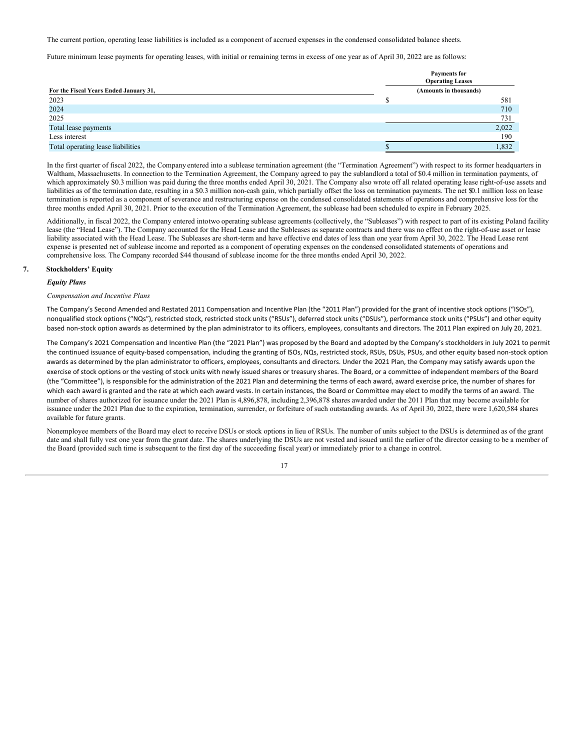The current portion, operating lease liabilities is included as a component of accrued expenses in the condensed consolidated balance sheets.

Future minimum lease payments for operating leases, with initial or remaining terms in excess of one year as of April 30, 2022 are as follows:

| For the Fiscal Years Ended January 31, | Payments for Operating Leases (Amounts in thousands) |
|---|---|
| 2023 | $ 581 |
| 2024 | 710 |
| 2025 | 731 |
| Total lease payments | 2,022 |
| Less interest | 190 |
| Total operating lease liabilities | $ 1,832 |

In the first quarter of fiscal 2022, the Company entered into a sublease termination agreement (the "Termination Agreement") with respect to its former headquarters in Waltham, Massachusetts. In connection to the Termination Agreement, the Company agreed to pay the sublandlord a total of $0.4 million in termination payments, of which approximately $0.3 million was paid during the three months ended April 30, 2021. The Company also wrote off all related operating lease right-of-use assets and liabilities as of the termination date, resulting in a $0.3 million non-cash gain, which partially offset the loss on termination payments. The net $0.1 million loss on lease termination is reported as a component of severance and restructuring expense on the condensed consolidated statements of operations and comprehensive loss for the three months ended April 30, 2021. Prior to the execution of the Termination Agreement, the sublease had been scheduled to expire in February 2025.

Additionally, in fiscal 2022, the Company entered intotwo operating sublease agreements (collectively, the "Subleases") with respect to part of its existing Poland facility lease (the "Head Lease"). The Company accounted for the Head Lease and the Subleases as separate contracts and there was no effect on the right-of-use asset or lease liability associated with the Head Lease. The Subleases are short-term and have effective end dates of less than one year from April 30, 2022. The Head Lease rent expense is presented net of sublease income and reported as a component of operating expenses on the condensed consolidated statements of operations and comprehensive loss. The Company recorded $44 thousand of sublease income for the three months ended April 30, 2022.

## 7. Stockholders' Equity

### *Equity Plans*

*Compensation and Incentive Plans*

The Company's Second Amended and Restated 2011 Compensation and Incentive Plan (the "2011 Plan") provided for the grant of incentive stock options ("ISOs"), nonqualified stock options ("NQs"), restricted stock, restricted stock units ("RSUs"), deferred stock units ("DSUs"), performance stock units ("PSUs") and other equity based non-stock option awards as determined by the plan administrator to its officers, employees, consultants and directors. The 2011 Plan expired on July 20, 2021.

The Company's 2021 Compensation and Incentive Plan (the "2021 Plan") was proposed by the Board and adopted by the Company's stockholders in July 2021 to permit the continued issuance of equity-based compensation, including the granting of ISOs, NQs, restricted stock, RSUs, DSUs, PSUs, and other equity based non-stock option awards as determined by the plan administrator to officers, employees, consultants and directors. Under the 2021 Plan, the Company may satisfy awards upon the exercise of stock options or the vesting of stock units with newly issued shares or treasury shares. The Board, or a committee of independent members of the Board (the "Committee"), is responsible for the administration of the 2021 Plan and determining the terms of each award, award exercise price, the number of shares for which each award is granted and the rate at which each award vests. In certain instances, the Board or Committee may elect to modify the terms of an award. The number of shares authorized for issuance under the 2021 Plan is 4,896,878, including 2,396,878 shares awarded under the 2011 Plan that may become available for issuance under the 2021 Plan due to the expiration, termination, surrender, or forfeiture of such outstanding awards. As of April 30, 2022, there were 1,620,584 shares available for future grants.

Nonemployee members of the Board may elect to receive DSUs or stock options in lieu of RSUs. The number of units subject to the DSUs is determined as of the grant date and shall fully vest one year from the grant date. The shares underlying the DSUs are not vested and issued until the earlier of the director ceasing to be a member of the Board (provided such time is subsequent to the first day of the succeeding fiscal year) or immediately prior to a change in control.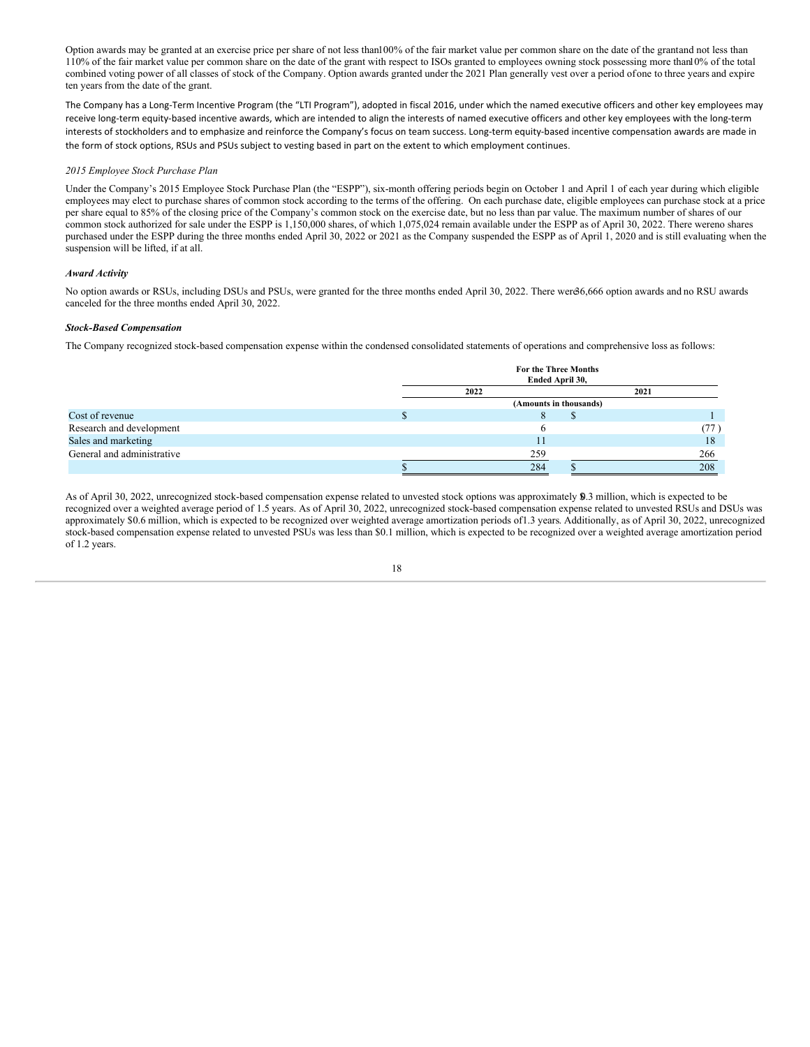Option awards may be granted at an exercise price per share of not less than 100% of the fair market value per common share on the date of the grant and not less than 110% of the fair market value per common share on the date of the grant with respect to ISOs granted to employees owning stock possessing more than 10% of the total combined voting power of all classes of stock of the Company. Option awards granted under the 2021 Plan generally vest over a period of one to three years and expire ten years from the date of the grant.

The Company has a Long-Term Incentive Program (the "LTI Program"), adopted in fiscal 2016, under which the named executive officers and other key employees may receive long-term equity-based incentive awards, which are intended to align the interests of named executive officers and other key employees with the long-term interests of stockholders and to emphasize and reinforce the Company's focus on team success. Long-term equity-based incentive compensation awards are made in the form of stock options, RSUs and PSUs subject to vesting based in part on the extent to which employment continues.

*2015 Employee Stock Purchase Plan*

Under the Company's 2015 Employee Stock Purchase Plan (the "ESPP"), six-month offering periods begin on October 1 and April 1 of each year during which eligible employees may elect to purchase shares of common stock according to the terms of the offering. On each purchase date, eligible employees can purchase stock at a price per share equal to 85% of the closing price of the Company's common stock on the exercise date, but no less than par value. The maximum number of shares of our common stock authorized for sale under the ESPP is 1,150,000 shares, of which 1,075,024 remain available under the ESPP as of April 30, 2022. There were no shares purchased under the ESPP during the three months ended April 30, 2022 or 2021 as the Company suspended the ESPP as of April 1, 2020 and is still evaluating when the suspension will be lifted, if at all.

***Award Activity***

No option awards or RSUs, including DSUs and PSUs, were granted for the three months ended April 30, 2022. There were 36,666 option awards and no RSU awards canceled for the three months ended April 30, 2022.

***Stock-Based Compensation***

The Company recognized stock-based compensation expense within the condensed consolidated statements of operations and comprehensive loss as follows:

| | For the Three Months Ended April 30, | |
|---|---|---|
| | 2022 | 2021 |
| | (Amounts in thousands) | |
| Cost of revenue | $ 8 | $ 1 |
| Research and development | 6 | (77) |
| Sales and marketing | 11 | 18 |
| General and administrative | 259 | 266 |
| | $ 284 | $ 208 |

As of April 30, 2022, unrecognized stock-based compensation expense related to unvested stock options was approximately $0.3 million, which is expected to be recognized over a weighted average period of 1.5 years. As of April 30, 2022, unrecognized stock-based compensation expense related to unvested RSUs and DSUs was approximately $0.6 million, which is expected to be recognized over weighted average amortization periods of 1.3 years. Additionally, as of April 30, 2022, unrecognized stock-based compensation expense related to unvested PSUs was less than $0.1 million, which is expected to be recognized over a weighted average amortization period of 1.2 years.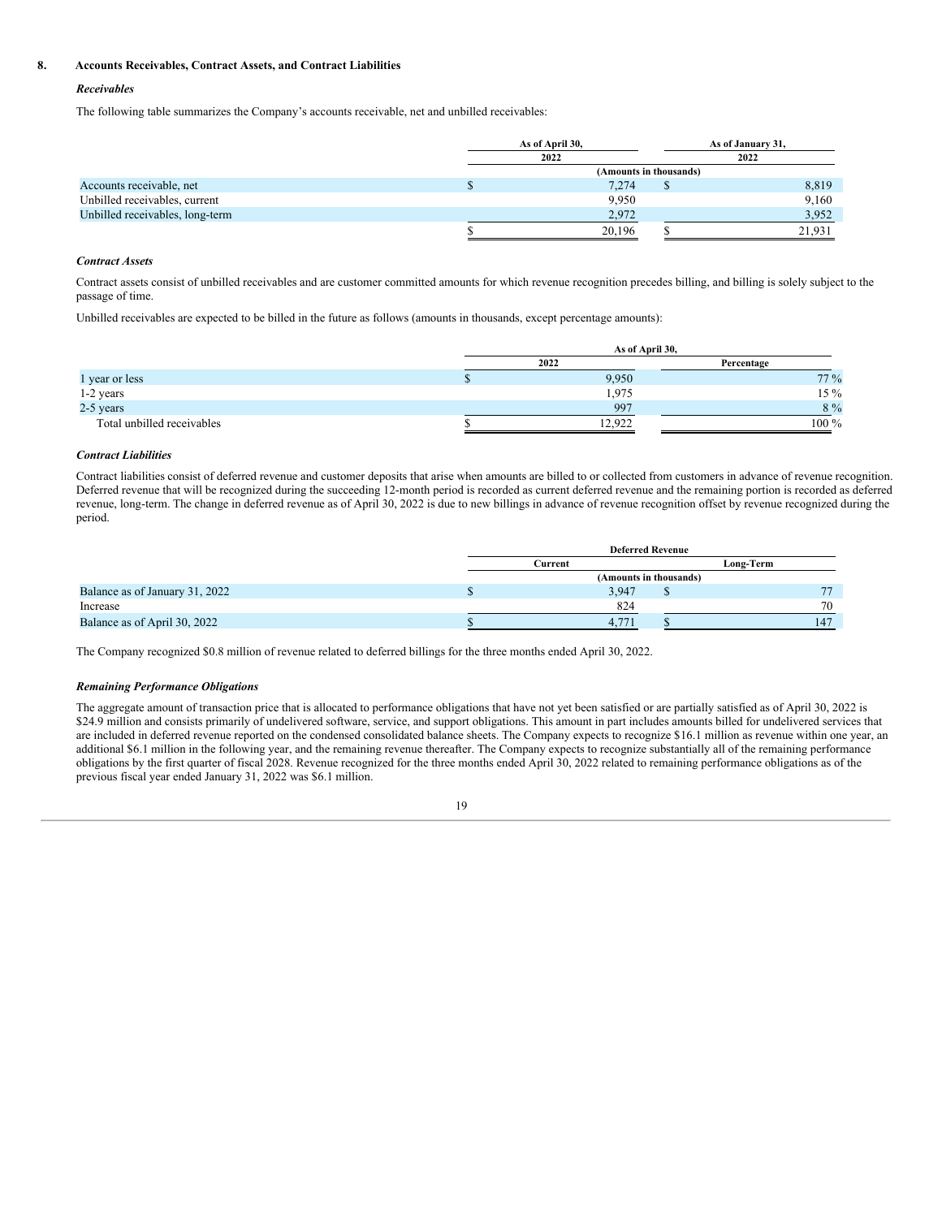## 8. Accounts Receivables, Contract Assets, and Contract Liabilities

### *Receivables*

The following table summarizes the Company's accounts receivable, net and unbilled receivables:

| | As of April 30, 2022 | As of January 31, 2022 |
|---|---|---|
| | (Amounts in thousands) | |
| Accounts receivable, net | $ 7,274 | $ 8,819 |
| Unbilled receivables, current | 9,950 | 9,160 |
| Unbilled receivables, long-term | 2,972 | 3,952 |
| | $ 20,196 | $ 21,931 |

### *Contract Assets*

Contract assets consist of unbilled receivables and are customer committed amounts for which revenue recognition precedes billing, and billing is solely subject to the passage of time.

Unbilled receivables are expected to be billed in the future as follows (amounts in thousands, except percentage amounts):

| | As of April 30, 2022 | Percentage |
|---|---|---|
| 1 year or less | $ 9,950 | 77 % |
| 1-2 years | 1,975 | 15 % |
| 2-5 years | 997 | 8 % |
| Total unbilled receivables | $ 12,922 | 100 % |

### *Contract Liabilities*

Contract liabilities consist of deferred revenue and customer deposits that arise when amounts are billed to or collected from customers in advance of revenue recognition. Deferred revenue that will be recognized during the succeeding 12-month period is recorded as current deferred revenue and the remaining portion is recorded as deferred revenue, long-term. The change in deferred revenue as of April 30, 2022 is due to new billings in advance of revenue recognition offset by revenue recognized during the period.

| | Deferred Revenue | |
|---|---|---|
| | Current | Long-Term |
| | (Amounts in thousands) | |
| Balance as of January 31, 2022 | $ 3,947 | $ 77 |
| Increase | 824 | 70 |
| Balance as of April 30, 2022 | $ 4,771 | $ 147 |

The Company recognized $0.8 million of revenue related to deferred billings for the three months ended April 30, 2022.

### *Remaining Performance Obligations*

The aggregate amount of transaction price that is allocated to performance obligations that have not yet been satisfied or are partially satisfied as of April 30, 2022 is $24.9 million and consists primarily of undelivered software, service, and support obligations. This amount in part includes amounts billed for undelivered services that are included in deferred revenue reported on the condensed consolidated balance sheets. The Company expects to recognize $16.1 million as revenue within one year, an additional $6.1 million in the following year, and the remaining revenue thereafter. The Company expects to recognize substantially all of the remaining performance obligations by the first quarter of fiscal 2028. Revenue recognized for the three months ended April 30, 2022 related to remaining performance obligations as of the previous fiscal year ended January 31, 2022 was $6.1 million.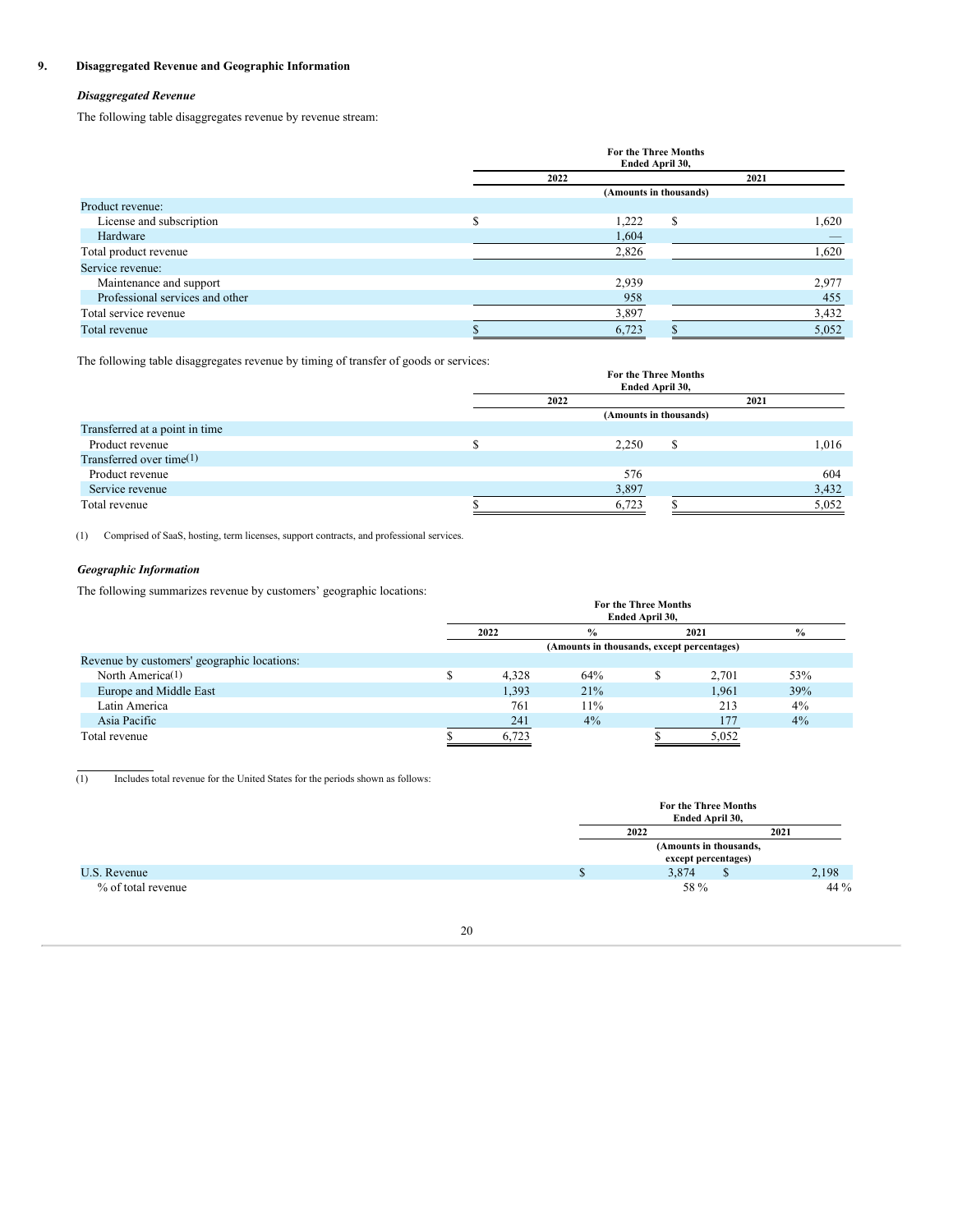## 9. Disaggregated Revenue and Geographic Information

### *Disaggregated Revenue*

The following table disaggregates revenue by revenue stream:

| | For the Three Months Ended April 30, | |
|---|---|---|
| | 2022 | 2021 |
| | (Amounts in thousands) | |
| Product revenue: | | |
| License and subscription | $ 1,222 | $ 1,620 |
| Hardware | 1,604 | — |
| Total product revenue | 2,826 | 1,620 |
| Service revenue: | | |
| Maintenance and support | 2,939 | 2,977 |
| Professional services and other | 958 | 455 |
| Total service revenue | 3,897 | 3,432 |
| Total revenue | $ 6,723 | $ 5,052 |

The following table disaggregates revenue by timing of transfer of goods or services:

| | For the Three Months Ended April 30, | |
|---|---|---|
| | 2022 | 2021 |
| | (Amounts in thousands) | |
| Transferred at a point in time | | |
| Product revenue | $ 2,250 | $ 1,016 |
| Transferred over time[1] | | |
| Product revenue | 576 | 604 |
| Service revenue | 3,897 | 3,432 |
| Total revenue | $ 6,723 | $ 5,052 |

(1) Comprised of SaaS, hosting, term licenses, support contracts, and professional services.

### *Geographic Information*

The following summarizes revenue by customers' geographic locations:

| | For the Three Months Ended April 30, | | | |
|---|---|---|---|---|
| | 2022 | % | 2021 | % |
| | (Amounts in thousands, except percentages) | | | |
| Revenue by customers' geographic locations: | | | | |
| North America[1] | $ 4,328 | 64% | $ 2,701 | 53% |
| Europe and Middle East | 1,393 | 21% | 1,961 | 39% |
| Latin America | 761 | 11% | 213 | 4% |
| Asia Pacific | 241 | 4% | 177 | 4% |
| Total revenue | $ 6,723 | | $ 5,052 | |

(1) Includes total revenue for the United States for the periods shown as follows:

| | For the Three Months Ended April 30, | |
|---|---|---|
| | 2022 | 2021 |
| | (Amounts in thousands, except percentages) | |
| U.S. Revenue | $ 3,874 | $ 2,198 |
| % of total revenue | 58 % | 44 % |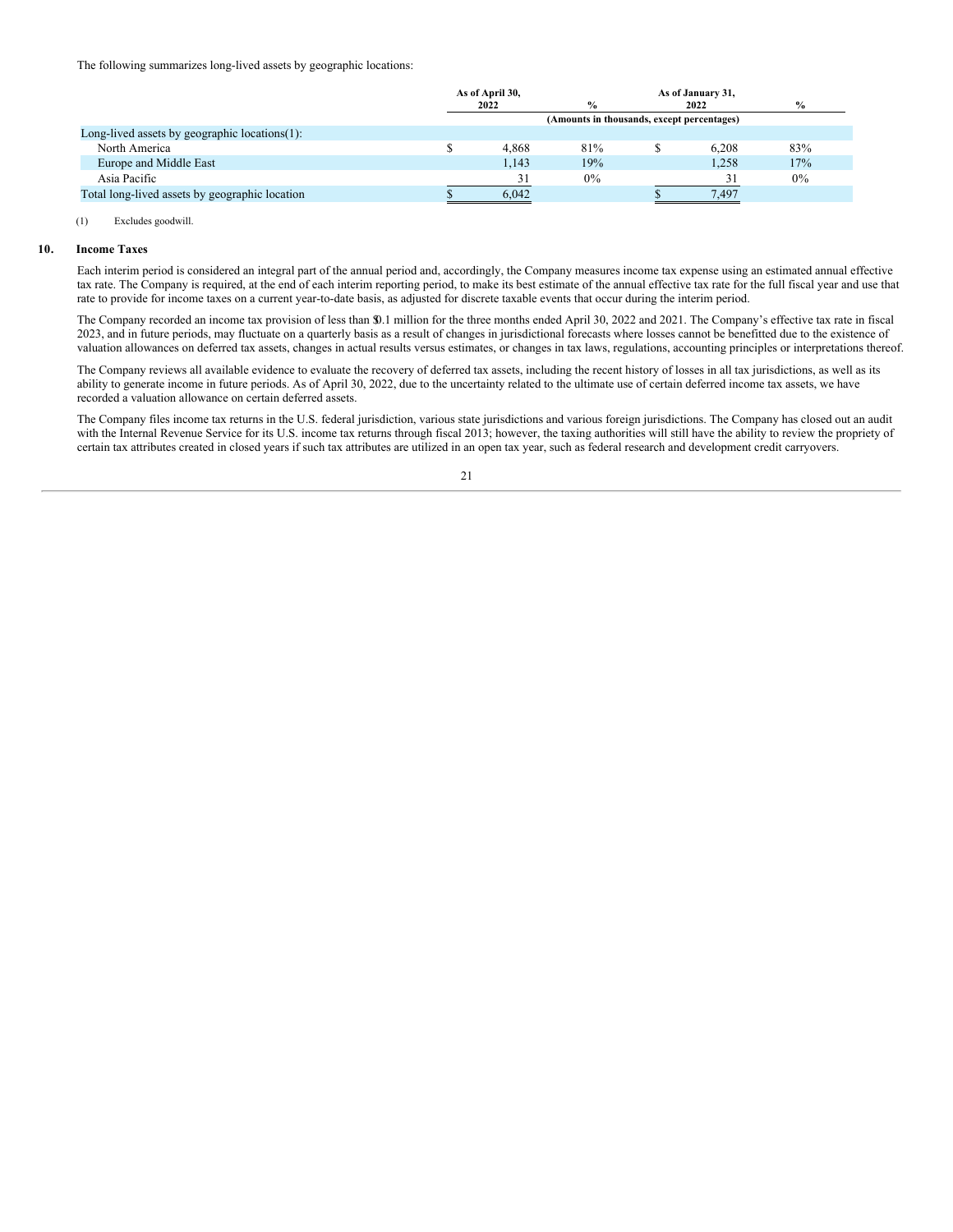The following summarizes long-lived assets by geographic locations:

| | As of April 30, 2022 | % | As of January 31, 2022 | % |
|---|---|---|---|---|
| | (Amounts in thousands, except percentages) | | | |
| Long-lived assets by geographic locations(1): | | | | |
| North America | $ 4,868 | 81% | $ 6,208 | 83% |
| Europe and Middle East | 1,143 | 19% | 1,258 | 17% |
| Asia Pacific | 31 | 0% | 31 | 0% |
| Total long-lived assets by geographic location | $ 6,042 | | $ 7,497 | |

(1) Excludes goodwill.

## 10. Income Taxes

Each interim period is considered an integral part of the annual period and, accordingly, the Company measures income tax expense using an estimated annual effective tax rate. The Company is required, at the end of each interim reporting period, to make its best estimate of the annual effective tax rate for the full fiscal year and use that rate to provide for income taxes on a current year-to-date basis, as adjusted for discrete taxable events that occur during the interim period.

The Company recorded an income tax provision of less than $0.1 million for the three months ended April 30, 2022 and 2021. The Company's effective tax rate in fiscal 2023, and in future periods, may fluctuate on a quarterly basis as a result of changes in jurisdictional forecasts where losses cannot be benefitted due to the existence of valuation allowances on deferred tax assets, changes in actual results versus estimates, or changes in tax laws, regulations, accounting principles or interpretations thereof.

The Company reviews all available evidence to evaluate the recovery of deferred tax assets, including the recent history of losses in all tax jurisdictions, as well as its ability to generate income in future periods. As of April 30, 2022, due to the uncertainty related to the ultimate use of certain deferred income tax assets, we have recorded a valuation allowance on certain deferred assets.

The Company files income tax returns in the U.S. federal jurisdiction, various state jurisdictions and various foreign jurisdictions. The Company has closed out an audit with the Internal Revenue Service for its U.S. income tax returns through fiscal 2013; however, the taxing authorities will still have the ability to review the propriety of certain tax attributes created in closed years if such tax attributes are utilized in an open tax year, such as federal research and development credit carryovers.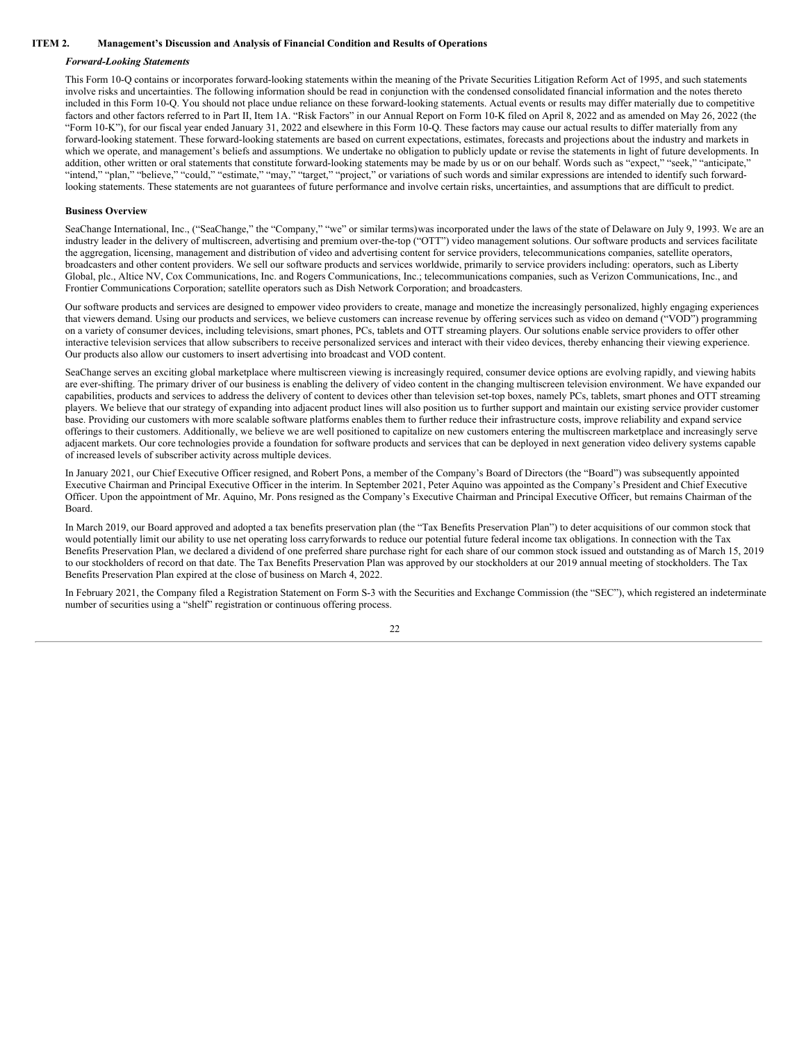## ITEM 2. Management's Discussion and Analysis of Financial Condition and Results of Operations

### *Forward-Looking Statements*

This Form 10-Q contains or incorporates forward-looking statements within the meaning of the Private Securities Litigation Reform Act of 1995, and such statements involve risks and uncertainties. The following information should be read in conjunction with the condensed consolidated financial information and the notes thereto included in this Form 10-Q. You should not place undue reliance on these forward-looking statements. Actual events or results may differ materially due to competitive factors and other factors referred to in Part II, Item 1A. "Risk Factors" in our Annual Report on Form 10-K filed on April 8, 2022 and as amended on May 26, 2022 (the "Form 10-K"), for our fiscal year ended January 31, 2022 and elsewhere in this Form 10-Q. These factors may cause our actual results to differ materially from any forward-looking statement. These forward-looking statements are based on current expectations, estimates, forecasts and projections about the industry and markets in which we operate, and management's beliefs and assumptions. We undertake no obligation to publicly update or revise the statements in light of future developments. In addition, other written or oral statements that constitute forward-looking statements may be made by us or on our behalf. Words such as "expect," "seek," "anticipate," "intend," "plan," "believe," "could," "estimate," "may," "target," "project," or variations of such words and similar expressions are intended to identify such forward-looking statements. These statements are not guarantees of future performance and involve certain risks, uncertainties, and assumptions that are difficult to predict.

### Business Overview

SeaChange International, Inc., ("SeaChange," the "Company," "we" or similar terms)was incorporated under the laws of the state of Delaware on July 9, 1993. We are an industry leader in the delivery of multiscreen, advertising and premium over-the-top ("OTT") video management solutions. Our software products and services facilitate the aggregation, licensing, management and distribution of video and advertising content for service providers, telecommunications companies, satellite operators, broadcasters and other content providers. We sell our software products and services worldwide, primarily to service providers including: operators, such as Liberty Global, plc., Altice NV, Cox Communications, Inc. and Rogers Communications, Inc.; telecommunications companies, such as Verizon Communications, Inc., and Frontier Communications Corporation; satellite operators such as Dish Network Corporation; and broadcasters.

Our software products and services are designed to empower video providers to create, manage and monetize the increasingly personalized, highly engaging experiences that viewers demand. Using our products and services, we believe customers can increase revenue by offering services such as video on demand ("VOD") programming on a variety of consumer devices, including televisions, smart phones, PCs, tablets and OTT streaming players. Our solutions enable service providers to offer other interactive television services that allow subscribers to receive personalized services and interact with their video devices, thereby enhancing their viewing experience. Our products also allow our customers to insert advertising into broadcast and VOD content.

SeaChange serves an exciting global marketplace where multiscreen viewing is increasingly required, consumer device options are evolving rapidly, and viewing habits are ever-shifting. The primary driver of our business is enabling the delivery of video content in the changing multiscreen television environment. We have expanded our capabilities, products and services to address the delivery of content to devices other than television set-top boxes, namely PCs, tablets, smart phones and OTT streaming players. We believe that our strategy of expanding into adjacent product lines will also position us to further support and maintain our existing service provider customer base. Providing our customers with more scalable software platforms enables them to further reduce their infrastructure costs, improve reliability and expand service offerings to their customers. Additionally, we believe we are well positioned to capitalize on new customers entering the multiscreen marketplace and increasingly serve adjacent markets. Our core technologies provide a foundation for software products and services that can be deployed in next generation video delivery systems capable of increased levels of subscriber activity across multiple devices.

In January 2021, our Chief Executive Officer resigned, and Robert Pons, a member of the Company's Board of Directors (the "Board") was subsequently appointed Executive Chairman and Principal Executive Officer in the interim. In September 2021, Peter Aquino was appointed as the Company's President and Chief Executive Officer. Upon the appointment of Mr. Aquino, Mr. Pons resigned as the Company's Executive Chairman and Principal Executive Officer, but remains Chairman of the Board.

In March 2019, our Board approved and adopted a tax benefits preservation plan (the "Tax Benefits Preservation Plan") to deter acquisitions of our common stock that would potentially limit our ability to use net operating loss carryforwards to reduce our potential future federal income tax obligations. In connection with the Tax Benefits Preservation Plan, we declared a dividend of one preferred share purchase right for each share of our common stock issued and outstanding as of March 15, 2019 to our stockholders of record on that date. The Tax Benefits Preservation Plan was approved by our stockholders at our 2019 annual meeting of stockholders. The Tax Benefits Preservation Plan expired at the close of business on March 4, 2022.

In February 2021, the Company filed a Registration Statement on Form S-3 with the Securities and Exchange Commission (the "SEC"), which registered an indeterminate number of securities using a "shelf" registration or continuous offering process.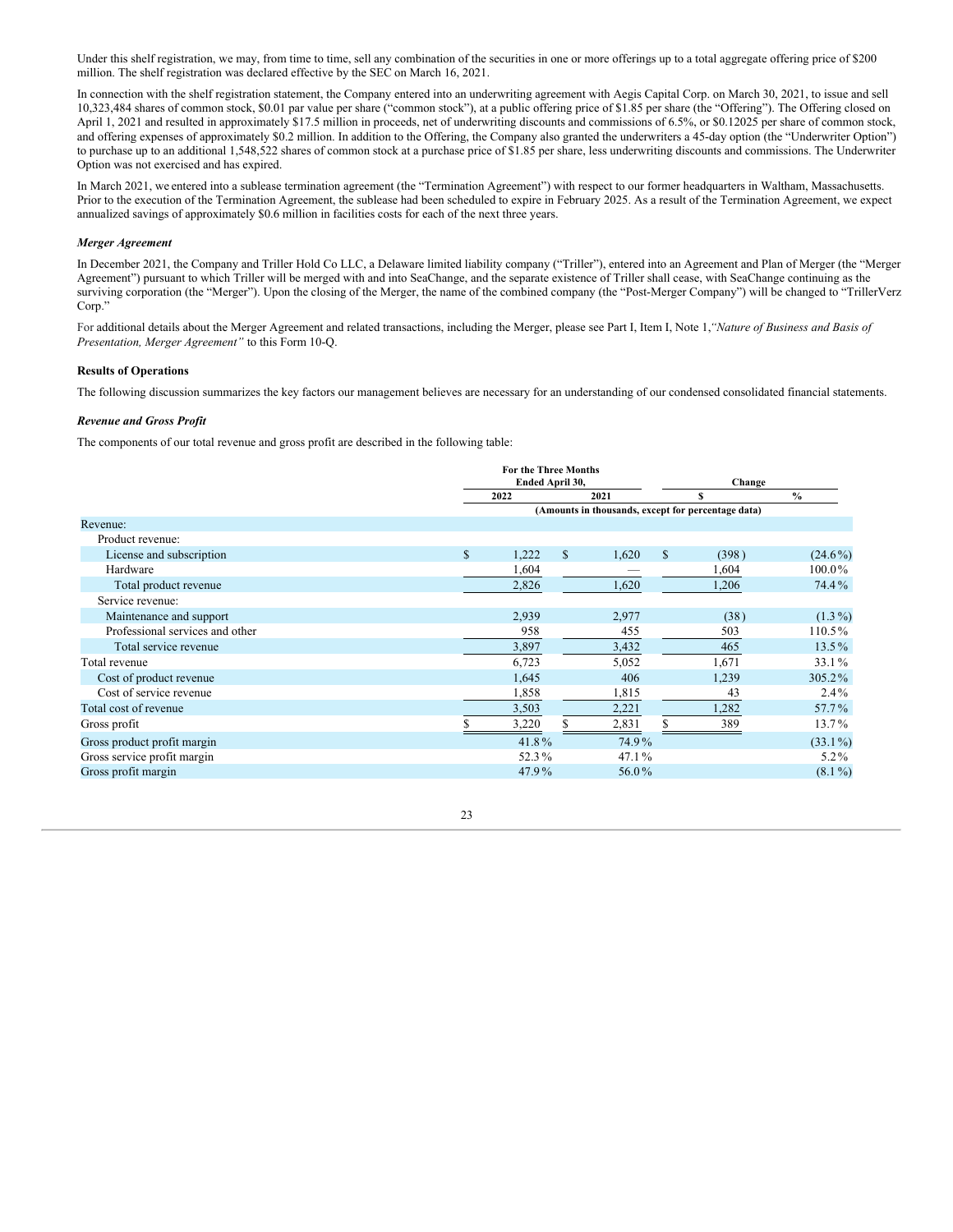Under this shelf registration, we may, from time to time, sell any combination of the securities in one or more offerings up to a total aggregate offering price of $200 million. The shelf registration was declared effective by the SEC on March 16, 2021.

In connection with the shelf registration statement, the Company entered into an underwriting agreement with Aegis Capital Corp. on March 30, 2021, to issue and sell 10,323,484 shares of common stock, $0.01 par value per share ("common stock"), at a public offering price of $1.85 per share (the "Offering"). The Offering closed on April 1, 2021 and resulted in approximately $17.5 million in proceeds, net of underwriting discounts and commissions of 6.5%, or $0.12025 per share of common stock, and offering expenses of approximately $0.2 million. In addition to the Offering, the Company also granted the underwriters a 45-day option (the "Underwriter Option") to purchase up to an additional 1,548,522 shares of common stock at a purchase price of $1.85 per share, less underwriting discounts and commissions. The Underwriter Option was not exercised and has expired.

In March 2021, we entered into a sublease termination agreement (the "Termination Agreement") with respect to our former headquarters in Waltham, Massachusetts. Prior to the execution of the Termination Agreement, the sublease had been scheduled to expire in February 2025. As a result of the Termination Agreement, we expect annualized savings of approximately $0.6 million in facilities costs for each of the next three years.

***Merger Agreement***

In December 2021, the Company and Triller Hold Co LLC, a Delaware limited liability company ("Triller"), entered into an Agreement and Plan of Merger (the "Merger Agreement") pursuant to which Triller will be merged with and into SeaChange, and the separate existence of Triller shall cease, with SeaChange continuing as the surviving corporation (the "Merger"). Upon the closing of the Merger, the name of the combined company (the "Post-Merger Company") will be changed to "TrillerVerz Corp."

For additional details about the Merger Agreement and related transactions, including the Merger, please see Part I, Item I, Note 1,*"Nature of Business and Basis of Presentation, Merger Agreement"* to this Form 10-Q.

**Results of Operations**

The following discussion summarizes the key factors our management believes are necessary for an understanding of our condensed consolidated financial statements.

***Revenue and Gross Profit***

The components of our total revenue and gross profit are described in the following table:

| | For the Three Months Ended April 30, | | Change | |
|---|---|---|---|---|
| | 2022 | 2021 | $ | % |
| | (Amounts in thousands, except for percentage data) | | | |
| Revenue: | | | | |
| Product revenue: | | | | |
| License and subscription | $ 1,222 | $ 1,620 | $ (398) | (24.6%) |
| Hardware | 1,604 | — | 1,604 | 100.0% |
| Total product revenue | 2,826 | 1,620 | 1,206 | 74.4% |
| Service revenue: | | | | |
| Maintenance and support | 2,939 | 2,977 | (38) | (1.3%) |
| Professional services and other | 958 | 455 | 503 | 110.5% |
| Total service revenue | 3,897 | 3,432 | 465 | 13.5% |
| Total revenue | 6,723 | 5,052 | 1,671 | 33.1% |
| Cost of product revenue | 1,645 | 406 | 1,239 | 305.2% |
| Cost of service revenue | 1,858 | 1,815 | 43 | 2.4% |
| Total cost of revenue | 3,503 | 2,221 | 1,282 | 57.7% |
| Gross profit | $ 3,220 | $ 2,831 | $ 389 | 13.7% |
| Gross product profit margin | 41.8% | 74.9% | | (33.1%) |
| Gross service profit margin | 52.3% | 47.1% | | 5.2% |
| Gross profit margin | 47.9% | 56.0% | | (8.1%) |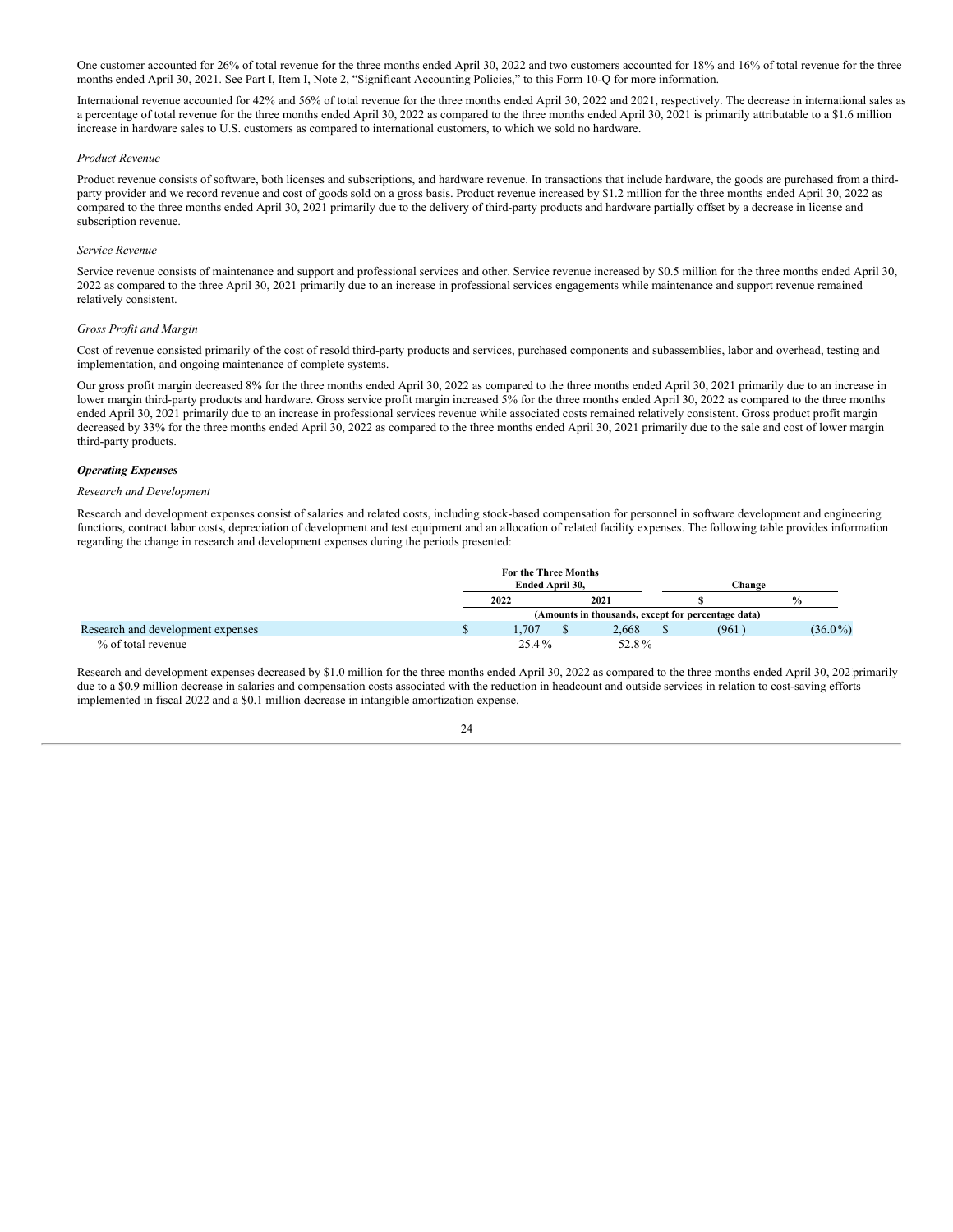One customer accounted for 26% of total revenue for the three months ended April 30, 2022 and two customers accounted for 18% and 16% of total revenue for the three months ended April 30, 2021. See Part I, Item I, Note 2, "Significant Accounting Policies," to this Form 10-Q for more information.

International revenue accounted for 42% and 56% of total revenue for the three months ended April 30, 2022 and 2021, respectively. The decrease in international sales as a percentage of total revenue for the three months ended April 30, 2022 as compared to the three months ended April 30, 2021 is primarily attributable to a $1.6 million increase in hardware sales to U.S. customers as compared to international customers, to which we sold no hardware.

*Product Revenue*

Product revenue consists of software, both licenses and subscriptions, and hardware revenue. In transactions that include hardware, the goods are purchased from a third-party provider and we record revenue and cost of goods sold on a gross basis. Product revenue increased by $1.2 million for the three months ended April 30, 2022 as compared to the three months ended April 30, 2021 primarily due to the delivery of third-party products and hardware partially offset by a decrease in license and subscription revenue.

*Service Revenue*

Service revenue consists of maintenance and support and professional services and other. Service revenue increased by $0.5 million for the three months ended April 30, 2022 as compared to the three April 30, 2021 primarily due to an increase in professional services engagements while maintenance and support revenue remained relatively consistent.

*Gross Profit and Margin*

Cost of revenue consisted primarily of the cost of resold third-party products and services, purchased components and subassemblies, labor and overhead, testing and implementation, and ongoing maintenance of complete systems.

Our gross profit margin decreased 8% for the three months ended April 30, 2022 as compared to the three months ended April 30, 2021 primarily due to an increase in lower margin third-party products and hardware. Gross service profit margin increased 5% for the three months ended April 30, 2022 as compared to the three months ended April 30, 2021 primarily due to an increase in professional services revenue while associated costs remained relatively consistent. Gross product profit margin decreased by 33% for the three months ended April 30, 2022 as compared to the three months ended April 30, 2021 primarily due to the sale and cost of lower margin third-party products.

***Operating Expenses***

*Research and Development*

Research and development expenses consist of salaries and related costs, including stock-based compensation for personnel in software development and engineering functions, contract labor costs, depreciation of development and test equipment and an allocation of related facility expenses. The following table provides information regarding the change in research and development expenses during the periods presented:

| | For the Three Months Ended April 30, | | Change | |
|---|---|---|---|---|
| | 2022 | 2021 | $ | % |
| | (Amounts in thousands, except for percentage data) | | | |
| Research and development expenses | $ 1,707 | $ 2,668 | $ (961) | (36.0%) |
| % of total revenue | 25.4% | 52.8% | | |

Research and development expenses decreased by $1.0 million for the three months ended April 30, 2022 as compared to the three months ended April 30, 202 primarily due to a $0.9 million decrease in salaries and compensation costs associated with the reduction in headcount and outside services in relation to cost-saving efforts implemented in fiscal 2022 and a $0.1 million decrease in intangible amortization expense.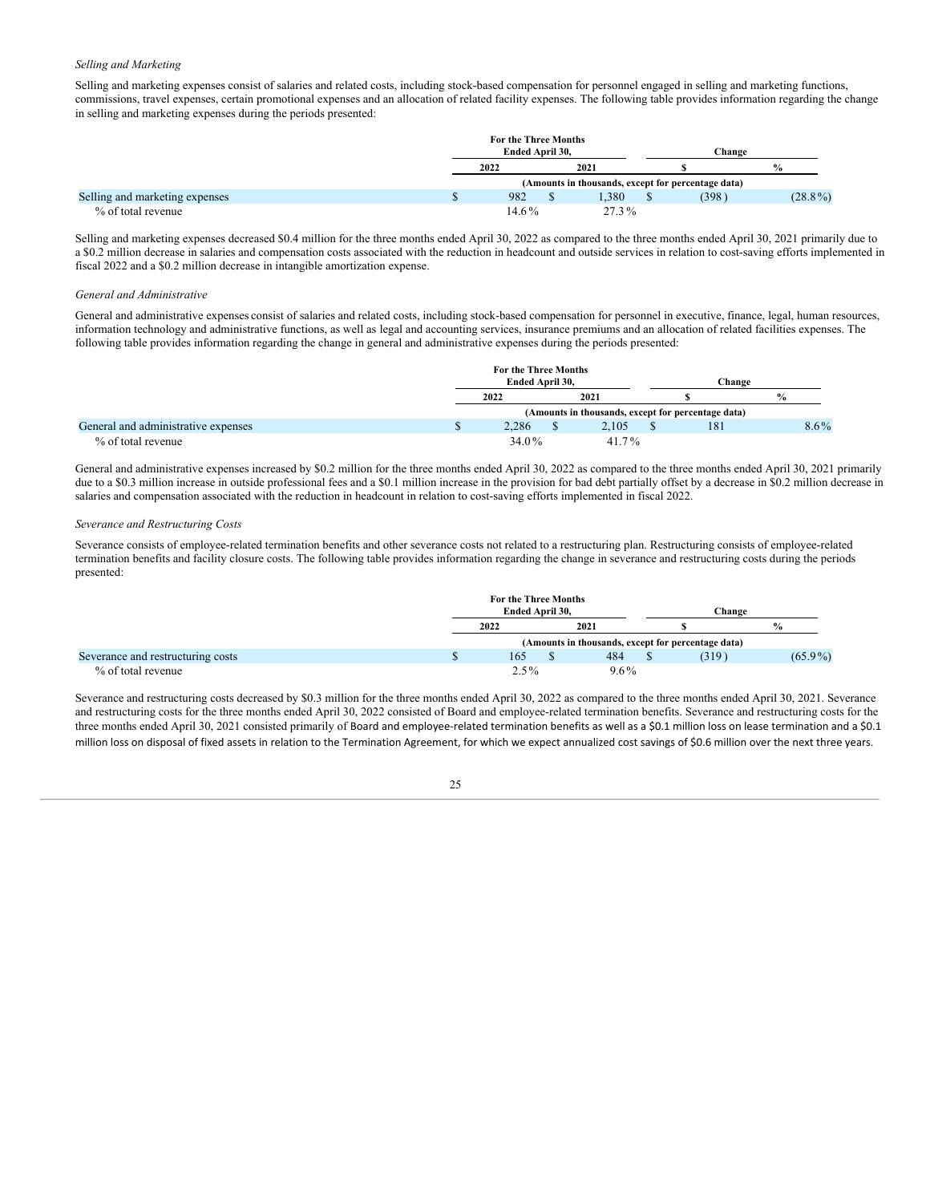*Selling and Marketing*

Selling and marketing expenses consist of salaries and related costs, including stock-based compensation for personnel engaged in selling and marketing functions, commissions, travel expenses, certain promotional expenses and an allocation of related facility expenses. The following table provides information regarding the change in selling and marketing expenses during the periods presented:

| | For the Three Months Ended April 30, | | Change | |
|---|---|---|---|---|
| | 2022 | 2021 | $ | % |
| | (Amounts in thousands, except for percentage data) | | | |
| Selling and marketing expenses | $ 982 | $ 1,380 | $ (398) | (28.8%) |
| % of total revenue | 14.6% | 27.3% | | |

Selling and marketing expenses decreased $0.4 million for the three months ended April 30, 2022 as compared to the three months ended April 30, 2021 primarily due to a $0.2 million decrease in salaries and compensation costs associated with the reduction in headcount and outside services in relation to cost-saving efforts implemented in fiscal 2022 and a $0.2 million decrease in intangible amortization expense.

*General and Administrative*

General and administrative expenses consist of salaries and related costs, including stock-based compensation for personnel in executive, finance, legal, human resources, information technology and administrative functions, as well as legal and accounting services, insurance premiums and an allocation of related facilities expenses. The following table provides information regarding the change in general and administrative expenses during the periods presented:

| | For the Three Months Ended April 30, | | Change | |
|---|---|---|---|---|
| | 2022 | 2021 | $ | % |
| | (Amounts in thousands, except for percentage data) | | | |
| General and administrative expenses | $ 2,286 | $ 2,105 | $ 181 | 8.6% |
| % of total revenue | 34.0% | 41.7% | | |

General and administrative expenses increased by $0.2 million for the three months ended April 30, 2022 as compared to the three months ended April 30, 2021 primarily due to a $0.3 million increase in outside professional fees and a $0.1 million increase in the provision for bad debt partially offset by a decrease in $0.2 million decrease in salaries and compensation associated with the reduction in headcount in relation to cost-saving efforts implemented in fiscal 2022.

*Severance and Restructuring Costs*

Severance consists of employee-related termination benefits and other severance costs not related to a restructuring plan. Restructuring consists of employee-related termination benefits and facility closure costs. The following table provides information regarding the change in severance and restructuring costs during the periods presented:

| | For the Three Months Ended April 30, | | Change | |
|---|---|---|---|---|
| | 2022 | 2021 | $ | % |
| | (Amounts in thousands, except for percentage data) | | | |
| Severance and restructuring costs | $ 165 | $ 484 | $ (319) | (65.9%) |
| % of total revenue | 2.5% | 9.6% | | |

Severance and restructuring costs decreased by $0.3 million for the three months ended April 30, 2022 as compared to the three months ended April 30, 2021. Severance and restructuring costs for the three months ended April 30, 2022 consisted of Board and employee-related termination benefits. Severance and restructuring costs for the three months ended April 30, 2021 consisted primarily of Board and employee-related termination benefits as well as a $0.1 million loss on lease termination and a $0.1 million loss on disposal of fixed assets in relation to the Termination Agreement, for which we expect annualized cost savings of $0.6 million over the next three years.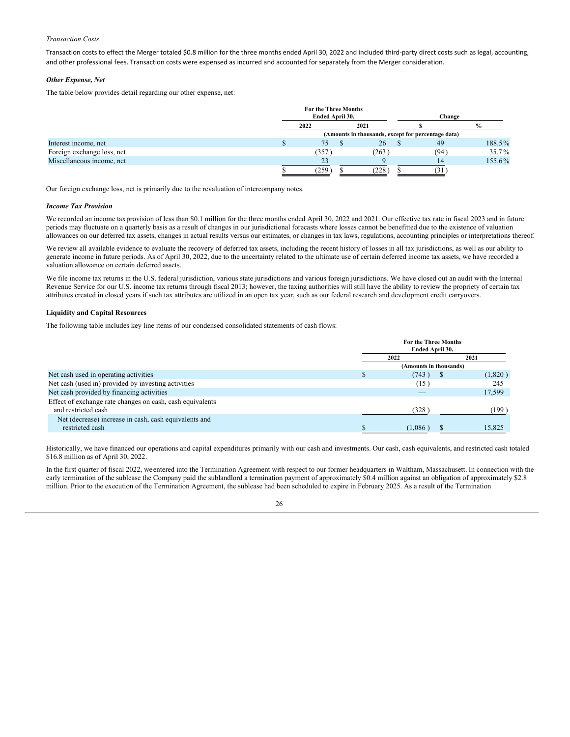*Transaction Costs*

Transaction costs to effect the Merger totaled $0.8 million for the three months ended April 30, 2022 and included third-party direct costs such as legal, accounting, and other professional fees. Transaction costs were expensed as incurred and accounted for separately from the Merger consideration.

***Other Expense, Net***

The table below provides detail regarding our other expense, net:

| | For the Three Months Ended April 30, | | Change | |
|---|---|---|---|---|
| | 2022 | 2021 | $ | % |
| | (Amounts in thousands, except for percentage data) | | | |
| Interest income, net | $ 75 | $ 26 | $ 49 | 188.5% |
| Foreign exchange loss, net | (357) | (263) | (94) | 35.7% |
| Miscellaneous income, net | 23 | 9 | 14 | 155.6% |
| | $ (259) | $ (228) | $ (31) | |

Our foreign exchange loss, net is primarily due to the revaluation of intercompany notes.

***Income Tax Provision***

We recorded an income taxprovision of less than $0.1 million for the three months ended April 30, 2022 and 2021. Our effective tax rate in fiscal 2023 and in future periods may fluctuate on a quarterly basis as a result of changes in our jurisdictional forecasts where losses cannot be benefitted due to the existence of valuation allowances on our deferred tax assets, changes in actual results versus our estimates, or changes in tax laws, regulations, accounting principles or interpretations thereof.

We review all available evidence to evaluate the recovery of deferred tax assets, including the recent history of losses in all tax jurisdictions, as well as our ability to generate income in future periods. As of April 30, 2022, due to the uncertainty related to the ultimate use of certain deferred income tax assets, we have recorded a valuation allowance on certain deferred assets.

We file income tax returns in the U.S. federal jurisdiction, various state jurisdictions and various foreign jurisdictions. We have closed out an audit with the Internal Revenue Service for our U.S. income tax returns through fiscal 2013; however, the taxing authorities will still have the ability to review the propriety of certain tax attributes created in closed years if such tax attributes are utilized in an open tax year, such as our federal research and development credit carryovers.

**Liquidity and Capital Resources**

The following table includes key line items of our condensed consolidated statements of cash flows:

| | For the Three Months Ended April 30, | |
|---|---|---|
| | 2022 | 2021 |
| | (Amounts in thousands) | |
| Net cash used in operating activities | $ (743) | $ (1,820) |
| Net cash (used in) provided by investing activities | (15) | 245 |
| Net cash provided by financing activities | — | 17,599 |
| Effect of exchange rate changes on cash, cash equivalents and restricted cash | (328) | (199) |
| Net (decrease) increase in cash, cash equivalents and restricted cash | $ (1,086) | $ 15,825 |

Historically, we have financed our operations and capital expenditures primarily with our cash and investments. Our cash, cash equivalents, and restricted cash totaled $16.8 million as of April 30, 2022.

In the first quarter of fiscal 2022, weentered into the Termination Agreement with respect to our former headquarters in Waltham, Massachusett. In connection with the early termination of the sublease the Company paid the sublandlord a termination payment of approximately $0.4 million against an obligation of approximately $2.8 million. Prior to the execution of the Termination Agreement, the sublease had been scheduled to expire in February 2025. As a result of the Termination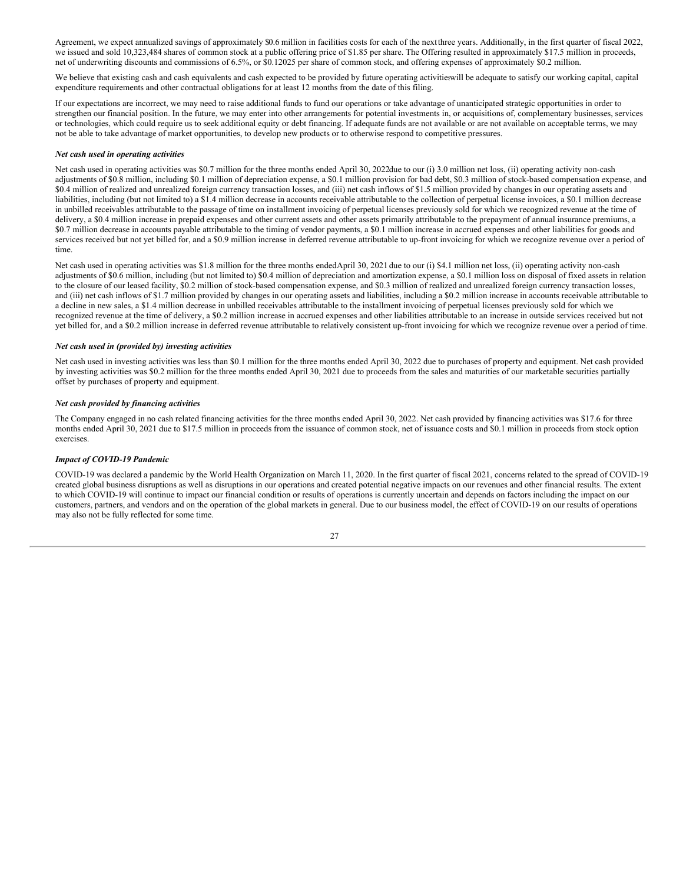Agreement, we expect annualized savings of approximately $0.6 million in facilities costs for each of the next three years. Additionally, in the first quarter of fiscal 2022, we issued and sold 10,323,484 shares of common stock at a public offering price of $1.85 per share. The Offering resulted in approximately $17.5 million in proceeds, net of underwriting discounts and commissions of 6.5%, or $0.12025 per share of common stock, and offering expenses of approximately $0.2 million.

We believe that existing cash and cash equivalents and cash expected to be provided by future operating activities will be adequate to satisfy our working capital, capital expenditure requirements and other contractual obligations for at least 12 months from the date of this filing.

If our expectations are incorrect, we may need to raise additional funds to fund our operations or take advantage of unanticipated strategic opportunities in order to strengthen our financial position. In the future, we may enter into other arrangements for potential investments in, or acquisitions of, complementary businesses, services or technologies, which could require us to seek additional equity or debt financing. If adequate funds are not available or are not available on acceptable terms, we may not be able to take advantage of market opportunities, to develop new products or to otherwise respond to competitive pressures.

***Net cash used in operating activities***

Net cash used in operating activities was $0.7 million for the three months ended April 30, 2022 due to our (i) 3.0 million net loss, (ii) operating activity non-cash adjustments of $0.8 million, including $0.1 million of depreciation expense, a $0.1 million provision for bad debt, $0.3 million of stock-based compensation expense, and $0.4 million of realized and unrealized foreign currency transaction losses, and (iii) net cash inflows of $1.5 million provided by changes in our operating assets and liabilities, including (but not limited to) a $1.4 million decrease in accounts receivable attributable to the collection of perpetual license invoices, a $0.1 million decrease in unbilled receivables attributable to the passage of time on installment invoicing of perpetual licenses previously sold for which we recognized revenue at the time of delivery, a $0.4 million increase in prepaid expenses and other current assets and other assets primarily attributable to the prepayment of annual insurance premiums, a $0.7 million decrease in accounts payable attributable to the timing of vendor payments, a $0.1 million increase in accrued expenses and other liabilities for goods and services received but not yet billed for, and a $0.9 million increase in deferred revenue attributable to up-front invoicing for which we recognize revenue over a period of time.

Net cash used in operating activities was $1.8 million for the three months ended April 30, 2021 due to our (i) $4.1 million net loss, (ii) operating activity non-cash adjustments of $0.6 million, including (but not limited to) $0.4 million of depreciation and amortization expense, a $0.1 million loss on disposal of fixed assets in relation to the closure of our leased facility, $0.2 million of stock-based compensation expense, and $0.3 million of realized and unrealized foreign currency transaction losses, and (iii) net cash inflows of $1.7 million provided by changes in our operating assets and liabilities, including a $0.2 million increase in accounts receivable attributable to a decline in new sales, a $1.4 million decrease in unbilled receivables attributable to the installment invoicing of perpetual licenses previously sold for which we recognized revenue at the time of delivery, a $0.2 million increase in accrued expenses and other liabilities attributable to an increase in outside services received but not yet billed for, and a $0.2 million increase in deferred revenue attributable to relatively consistent up-front invoicing for which we recognize revenue over a period of time.

***Net cash used in (provided by) investing activities***

Net cash used in investing activities was less than $0.1 million for the three months ended April 30, 2022 due to purchases of property and equipment. Net cash provided by investing activities was $0.2 million for the three months ended April 30, 2021 due to proceeds from the sales and maturities of our marketable securities partially offset by purchases of property and equipment.

***Net cash provided by financing activities***

The Company engaged in no cash related financing activities for the three months ended April 30, 2022. Net cash provided by financing activities was $17.6 for three months ended April 30, 2021 due to $17.5 million in proceeds from the issuance of common stock, net of issuance costs and $0.1 million in proceeds from stock option exercises.

***Impact of COVID-19 Pandemic***

COVID-19 was declared a pandemic by the World Health Organization on March 11, 2020. In the first quarter of fiscal 2021, concerns related to the spread of COVID-19 created global business disruptions as well as disruptions in our operations and created potential negative impacts on our revenues and other financial results. The extent to which COVID-19 will continue to impact our financial condition or results of operations is currently uncertain and depends on factors including the impact on our customers, partners, and vendors and on the operation of the global markets in general. Due to our business model, the effect of COVID-19 on our results of operations may also not be fully reflected for some time.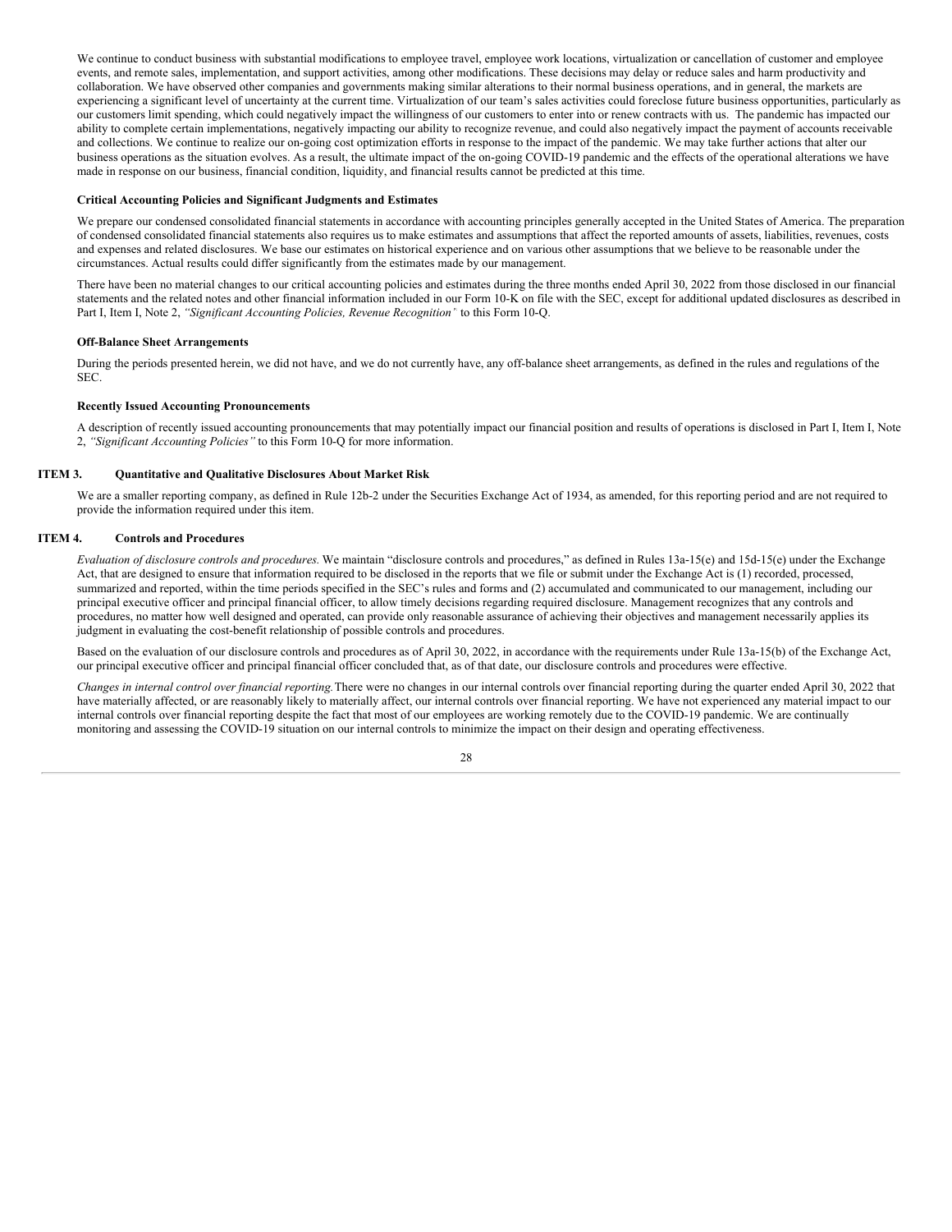We continue to conduct business with substantial modifications to employee travel, employee work locations, virtualization or cancellation of customer and employee events, and remote sales, implementation, and support activities, among other modifications. These decisions may delay or reduce sales and harm productivity and collaboration. We have observed other companies and governments making similar alterations to their normal business operations, and in general, the markets are experiencing a significant level of uncertainty at the current time. Virtualization of our team's sales activities could foreclose future business opportunities, particularly as our customers limit spending, which could negatively impact the willingness of our customers to enter into or renew contracts with us. The pandemic has impacted our ability to complete certain implementations, negatively impacting our ability to recognize revenue, and could also negatively impact the payment of accounts receivable and collections. We continue to realize our on-going cost optimization efforts in response to the impact of the pandemic. We may take further actions that alter our business operations as the situation evolves. As a result, the ultimate impact of the on-going COVID-19 pandemic and the effects of the operational alterations we have made in response on our business, financial condition, liquidity, and financial results cannot be predicted at this time.

**Critical Accounting Policies and Significant Judgments and Estimates**

We prepare our condensed consolidated financial statements in accordance with accounting principles generally accepted in the United States of America. The preparation of condensed consolidated financial statements also requires us to make estimates and assumptions that affect the reported amounts of assets, liabilities, revenues, costs and expenses and related disclosures. We base our estimates on historical experience and on various other assumptions that we believe to be reasonable under the circumstances. Actual results could differ significantly from the estimates made by our management.

There have been no material changes to our critical accounting policies and estimates during the three months ended April 30, 2022 from those disclosed in our financial statements and the related notes and other financial information included in our Form 10-K on file with the SEC, except for additional updated disclosures as described in Part I, Item I, Note 2, *"Significant Accounting Policies, Revenue Recognition'* to this Form 10-Q.

**Off-Balance Sheet Arrangements**

During the periods presented herein, we did not have, and we do not currently have, any off-balance sheet arrangements, as defined in the rules and regulations of the SEC.

**Recently Issued Accounting Pronouncements**

A description of recently issued accounting pronouncements that may potentially impact our financial position and results of operations is disclosed in Part I, Item I, Note 2, *"Significant Accounting Policies"* to this Form 10-Q for more information.

## ITEM 3. Quantitative and Qualitative Disclosures About Market Risk

We are a smaller reporting company, as defined in Rule 12b-2 under the Securities Exchange Act of 1934, as amended, for this reporting period and are not required to provide the information required under this item.

## ITEM 4. Controls and Procedures

*Evaluation of disclosure controls and procedures.* We maintain "disclosure controls and procedures," as defined in Rules 13a-15(e) and 15d-15(e) under the Exchange Act, that are designed to ensure that information required to be disclosed in the reports that we file or submit under the Exchange Act is (1) recorded, processed, summarized and reported, within the time periods specified in the SEC's rules and forms and (2) accumulated and communicated to our management, including our principal executive officer and principal financial officer, to allow timely decisions regarding required disclosure. Management recognizes that any controls and procedures, no matter how well designed and operated, can provide only reasonable assurance of achieving their objectives and management necessarily applies its judgment in evaluating the cost-benefit relationship of possible controls and procedures.

Based on the evaluation of our disclosure controls and procedures as of April 30, 2022, in accordance with the requirements under Rule 13a-15(b) of the Exchange Act, our principal executive officer and principal financial officer concluded that, as of that date, our disclosure controls and procedures were effective.

*Changes in internal control over financial reporting.* There were no changes in our internal controls over financial reporting during the quarter ended April 30, 2022 that have materially affected, or are reasonably likely to materially affect, our internal controls over financial reporting. We have not experienced any material impact to our internal controls over financial reporting despite the fact that most of our employees are working remotely due to the COVID-19 pandemic. We are continually monitoring and assessing the COVID-19 situation on our internal controls to minimize the impact on their design and operating effectiveness.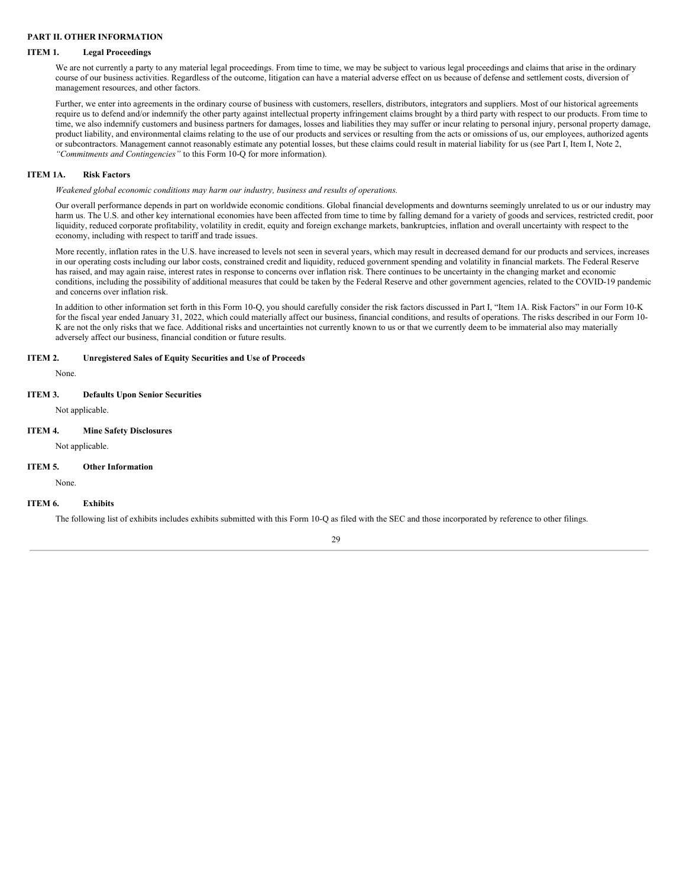## PART II. OTHER INFORMATION

### ITEM 1. Legal Proceedings

We are not currently a party to any material legal proceedings. From time to time, we may be subject to various legal proceedings and claims that arise in the ordinary course of our business activities. Regardless of the outcome, litigation can have a material adverse effect on us because of defense and settlement costs, diversion of management resources, and other factors.

Further, we enter into agreements in the ordinary course of business with customers, resellers, distributors, integrators and suppliers. Most of our historical agreements require us to defend and/or indemnify the other party against intellectual property infringement claims brought by a third party with respect to our products. From time to time, we also indemnify customers and business partners for damages, losses and liabilities they may suffer or incur relating to personal injury, personal property damage, product liability, and environmental claims relating to the use of our products and services or resulting from the acts or omissions of us, our employees, authorized agents or subcontractors. Management cannot reasonably estimate any potential losses, but these claims could result in material liability for us (see Part I, Item I, Note 2, *"Commitments and Contingencies"* to this Form 10-Q for more information).

### ITEM 1A. Risk Factors

*Weakened global economic conditions may harm our industry, business and results of operations.*

Our overall performance depends in part on worldwide economic conditions. Global financial developments and downturns seemingly unrelated to us or our industry may harm us. The U.S. and other key international economies have been affected from time to time by falling demand for a variety of goods and services, restricted credit, poor liquidity, reduced corporate profitability, volatility in credit, equity and foreign exchange markets, bankruptcies, inflation and overall uncertainty with respect to the economy, including with respect to tariff and trade issues.

More recently, inflation rates in the U.S. have increased to levels not seen in several years, which may result in decreased demand for our products and services, increases in our operating costs including our labor costs, constrained credit and liquidity, reduced government spending and volatility in financial markets. The Federal Reserve has raised, and may again raise, interest rates in response to concerns over inflation risk. There continues to be uncertainty in the changing market and economic conditions, including the possibility of additional measures that could be taken by the Federal Reserve and other government agencies, related to the COVID-19 pandemic and concerns over inflation risk.

In addition to other information set forth in this Form 10-Q, you should carefully consider the risk factors discussed in Part I, "Item 1A. Risk Factors" in our Form 10-K for the fiscal year ended January 31, 2022, which could materially affect our business, financial conditions, and results of operations. The risks described in our Form 10-K are not the only risks that we face. Additional risks and uncertainties not currently known to us or that we currently deem to be immaterial also may materially adversely affect our business, financial condition or future results.

### ITEM 2. Unregistered Sales of Equity Securities and Use of Proceeds

None.

### ITEM 3. Defaults Upon Senior Securities

Not applicable.

### ITEM 4. Mine Safety Disclosures

Not applicable.

### ITEM 5. Other Information

None.

### ITEM 6. Exhibits

The following list of exhibits includes exhibits submitted with this Form 10-Q as filed with the SEC and those incorporated by reference to other filings.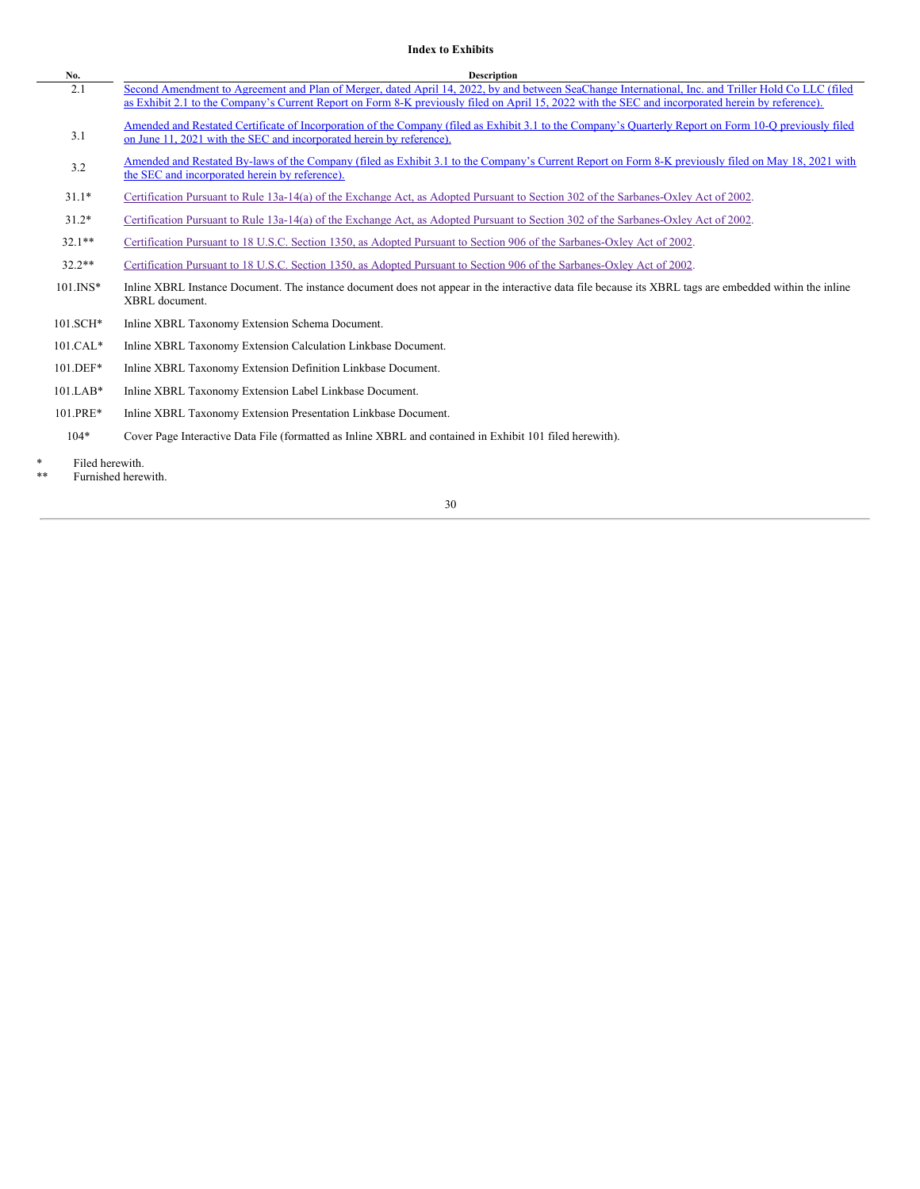**Index to Exhibits**

| No. | Description |
| --- | --- |
| 2.1 | Second Amendment to Agreement and Plan of Merger, dated April 14, 2022, by and between SeaChange International, Inc. and Triller Hold Co LLC (filed as Exhibit 2.1 to the Company's Current Report on Form 8-K previously filed on April 15, 2022 with the SEC and incorporated herein by reference). |
| 3.1 | Amended and Restated Certificate of Incorporation of the Company (filed as Exhibit 3.1 to the Company's Quarterly Report on Form 10-Q previously filed on June 11, 2021 with the SEC and incorporated herein by reference). |
| 3.2 | Amended and Restated By-laws of the Company (filed as Exhibit 3.1 to the Company's Current Report on Form 8-K previously filed on May 18, 2021 with the SEC and incorporated herein by reference). |
| 31.1* | Certification Pursuant to Rule 13a-14(a) of the Exchange Act, as Adopted Pursuant to Section 302 of the Sarbanes-Oxley Act of 2002. |
| 31.2* | Certification Pursuant to Rule 13a-14(a) of the Exchange Act, as Adopted Pursuant to Section 302 of the Sarbanes-Oxley Act of 2002. |
| 32.1** | Certification Pursuant to 18 U.S.C. Section 1350, as Adopted Pursuant to Section 906 of the Sarbanes-Oxley Act of 2002. |
| 32.2** | Certification Pursuant to 18 U.S.C. Section 1350, as Adopted Pursuant to Section 906 of the Sarbanes-Oxley Act of 2002. |
| 101.INS* | Inline XBRL Instance Document. The instance document does not appear in the interactive data file because its XBRL tags are embedded within the inline XBRL document. |
| 101.SCH* | Inline XBRL Taxonomy Extension Schema Document. |
| 101.CAL* | Inline XBRL Taxonomy Extension Calculation Linkbase Document. |
| 101.DEF* | Inline XBRL Taxonomy Extension Definition Linkbase Document. |
| 101.LAB* | Inline XBRL Taxonomy Extension Label Linkbase Document. |
| 101.PRE* | Inline XBRL Taxonomy Extension Presentation Linkbase Document. |
| 104* | Cover Page Interactive Data File (formatted as Inline XBRL and contained in Exhibit 101 filed herewith). |

\* Filed herewith.

\*\* Furnished herewith.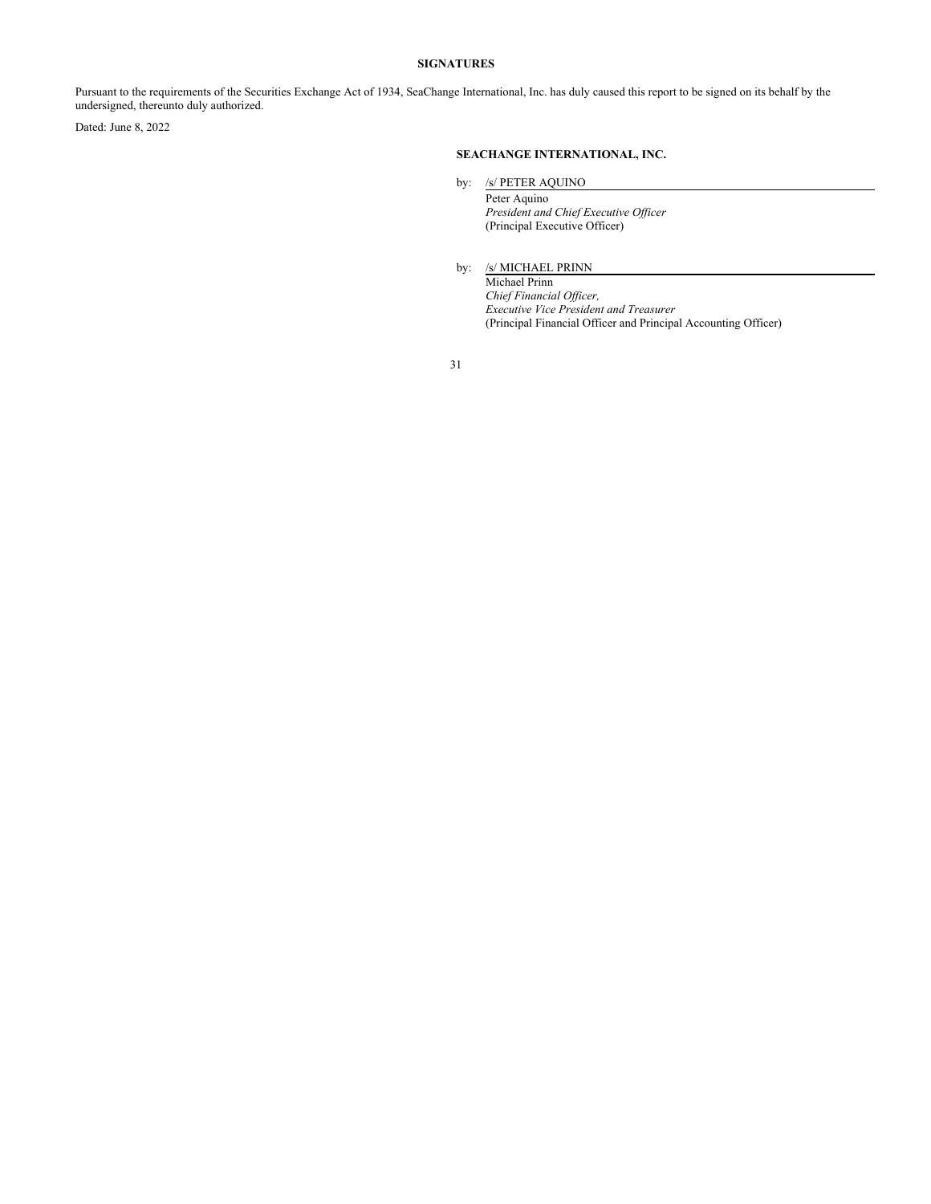**SIGNATURES**

Pursuant to the requirements of the Securities Exchange Act of 1934, SeaChange International, Inc. has duly caused this report to be signed on its behalf by the undersigned, thereunto duly authorized.

Dated: June 8, 2022

**SEACHANGE INTERNATIONAL, INC.**

by: /s/ PETER AQUINO

Peter Aquino
*President and Chief Executive Officer*
(Principal Executive Officer)

by: /s/ MICHAEL PRINN

Michael Prinn
*Chief Financial Officer,*
*Executive Vice President and Treasurer*
(Principal Financial Officer and Principal Accounting Officer)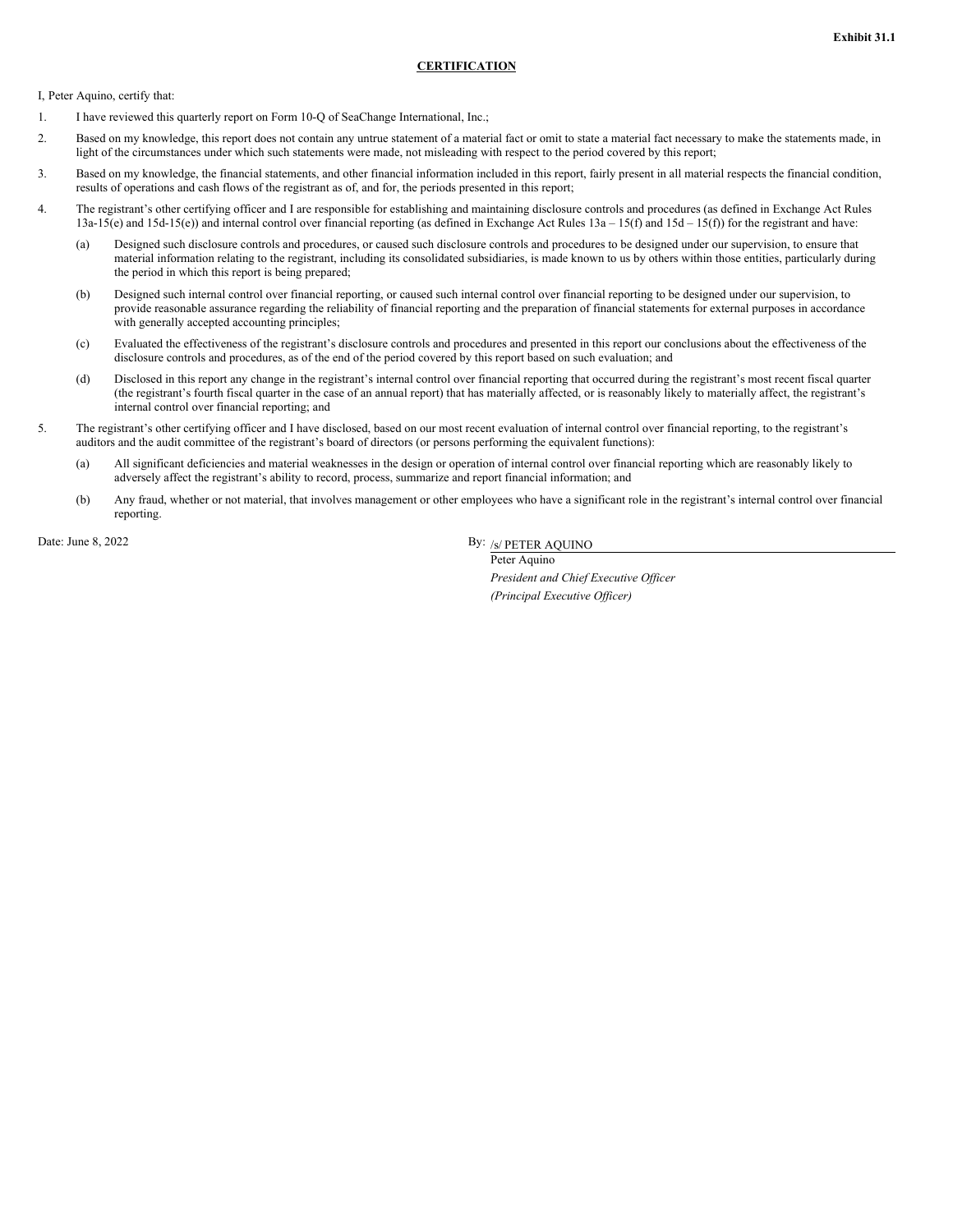**Exhibit 31.1**

**CERTIFICATION**

I, Peter Aquino, certify that:

1. I have reviewed this quarterly report on Form 10-Q of SeaChange International, Inc.;

2. Based on my knowledge, this report does not contain any untrue statement of a material fact or omit to state a material fact necessary to make the statements made, in light of the circumstances under which such statements were made, not misleading with respect to the period covered by this report;

3. Based on my knowledge, the financial statements, and other financial information included in this report, fairly present in all material respects the financial condition, results of operations and cash flows of the registrant as of, and for, the periods presented in this report;

4. The registrant's other certifying officer and I are responsible for establishing and maintaining disclosure controls and procedures (as defined in Exchange Act Rules 13a-15(e) and 15d-15(e)) and internal control over financial reporting (as defined in Exchange Act Rules 13a – 15(f) and 15d – 15(f)) for the registrant and have:

   (a) Designed such disclosure controls and procedures, or caused such disclosure controls and procedures to be designed under our supervision, to ensure that material information relating to the registrant, including its consolidated subsidiaries, is made known to us by others within those entities, particularly during the period in which this report is being prepared;

   (b) Designed such internal control over financial reporting, or caused such internal control over financial reporting to be designed under our supervision, to provide reasonable assurance regarding the reliability of financial reporting and the preparation of financial statements for external purposes in accordance with generally accepted accounting principles;

   (c) Evaluated the effectiveness of the registrant's disclosure controls and procedures and presented in this report our conclusions about the effectiveness of the disclosure controls and procedures, as of the end of the period covered by this report based on such evaluation; and

   (d) Disclosed in this report any change in the registrant's internal control over financial reporting that occurred during the registrant's most recent fiscal quarter (the registrant's fourth fiscal quarter in the case of an annual report) that has materially affected, or is reasonably likely to materially affect, the registrant's internal control over financial reporting; and

5. The registrant's other certifying officer and I have disclosed, based on our most recent evaluation of internal control over financial reporting, to the registrant's auditors and the audit committee of the registrant's board of directors (or persons performing the equivalent functions):

   (a) All significant deficiencies and material weaknesses in the design or operation of internal control over financial reporting which are reasonably likely to adversely affect the registrant's ability to record, process, summarize and report financial information; and

   (b) Any fraud, whether or not material, that involves management or other employees who have a significant role in the registrant's internal control over financial reporting.

Date: June 8, 2022

By: /s/ PETER AQUINO

Peter Aquino

*President and Chief Executive Officer*

*(Principal Executive Officer)*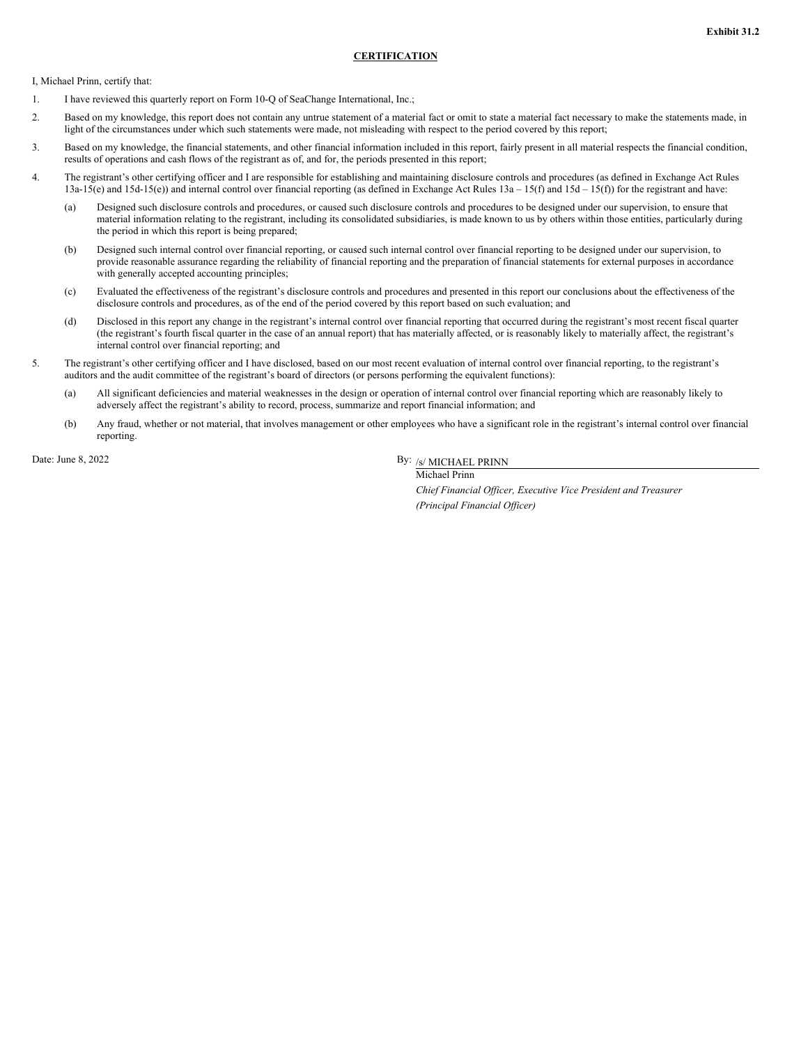**Exhibit 31.2**

**CERTIFICATION**

I, Michael Prinn, certify that:

1. I have reviewed this quarterly report on Form 10-Q of SeaChange International, Inc.;
2. Based on my knowledge, this report does not contain any untrue statement of a material fact or omit to state a material fact necessary to make the statements made, in light of the circumstances under which such statements were made, not misleading with respect to the period covered by this report;
3. Based on my knowledge, the financial statements, and other financial information included in this report, fairly present in all material respects the financial condition, results of operations and cash flows of the registrant as of, and for, the periods presented in this report;
4. The registrant's other certifying officer and I are responsible for establishing and maintaining disclosure controls and procedures (as defined in Exchange Act Rules 13a-15(e) and 15d-15(e)) and internal control over financial reporting (as defined in Exchange Act Rules 13a – 15(f) and 15d – 15(f)) for the registrant and have:
   (a) Designed such disclosure controls and procedures, or caused such disclosure controls and procedures to be designed under our supervision, to ensure that material information relating to the registrant, including its consolidated subsidiaries, is made known to us by others within those entities, particularly during the period in which this report is being prepared;
   (b) Designed such internal control over financial reporting, or caused such internal control over financial reporting to be designed under our supervision, to provide reasonable assurance regarding the reliability of financial reporting and the preparation of financial statements for external purposes in accordance with generally accepted accounting principles;
   (c) Evaluated the effectiveness of the registrant's disclosure controls and procedures and presented in this report our conclusions about the effectiveness of the disclosure controls and procedures, as of the end of the period covered by this report based on such evaluation; and
   (d) Disclosed in this report any change in the registrant's internal control over financial reporting that occurred during the registrant's most recent fiscal quarter (the registrant's fourth fiscal quarter in the case of an annual report) that has materially affected, or is reasonably likely to materially affect, the registrant's internal control over financial reporting; and
5. The registrant's other certifying officer and I have disclosed, based on our most recent evaluation of internal control over financial reporting, to the registrant's auditors and the audit committee of the registrant's board of directors (or persons performing the equivalent functions):
   (a) All significant deficiencies and material weaknesses in the design or operation of internal control over financial reporting which are reasonably likely to adversely affect the registrant's ability to record, process, summarize and report financial information; and
   (b) Any fraud, whether or not material, that involves management or other employees who have a significant role in the registrant's internal control over financial reporting.

Date: June 8, 2022

By: /s/ MICHAEL PRINN

Michael Prinn

*Chief Financial Officer, Executive Vice President and Treasurer*

*(Principal Financial Officer)*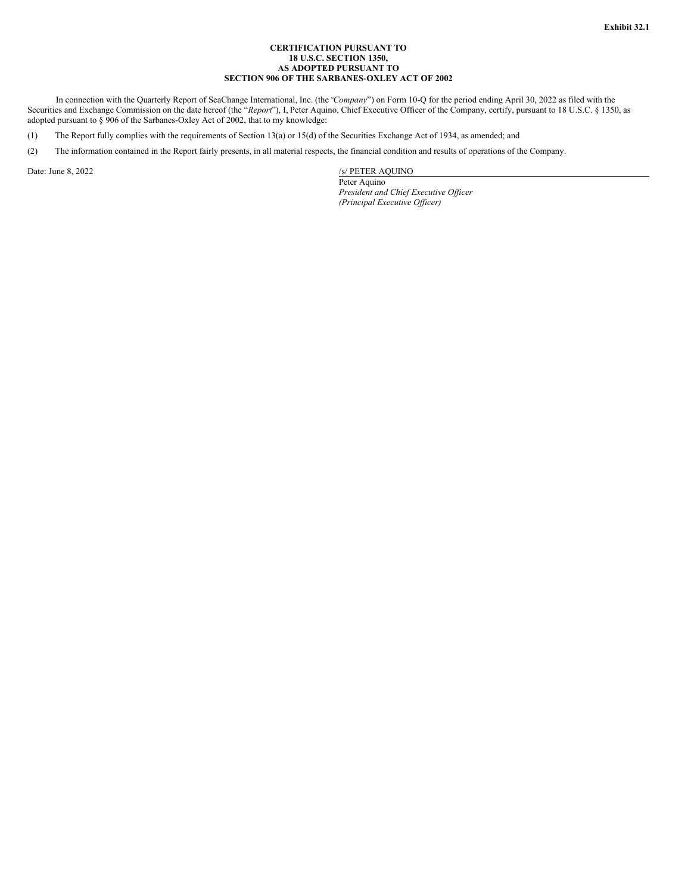**Exhibit 32.1**

**CERTIFICATION PURSUANT TO**
**18 U.S.C. SECTION 1350,**
**AS ADOPTED PURSUANT TO**
**SECTION 906 OF THE SARBANES-OXLEY ACT OF 2002**

In connection with the Quarterly Report of SeaChange International, Inc. (the "*Company*") on Form 10-Q for the period ending April 30, 2022 as filed with the Securities and Exchange Commission on the date hereof (the "*Report*"), I, Peter Aquino, Chief Executive Officer of the Company, certify, pursuant to 18 U.S.C. § 1350, as adopted pursuant to § 906 of the Sarbanes-Oxley Act of 2002, that to my knowledge:

(1) The Report fully complies with the requirements of Section 13(a) or 15(d) of the Securities Exchange Act of 1934, as amended; and

(2) The information contained in the Report fairly presents, in all material respects, the financial condition and results of operations of the Company.

Date: June 8, 2022

/s/ PETER AQUINO
Peter Aquino
*President and Chief Executive Officer*
*(Principal Executive Officer)*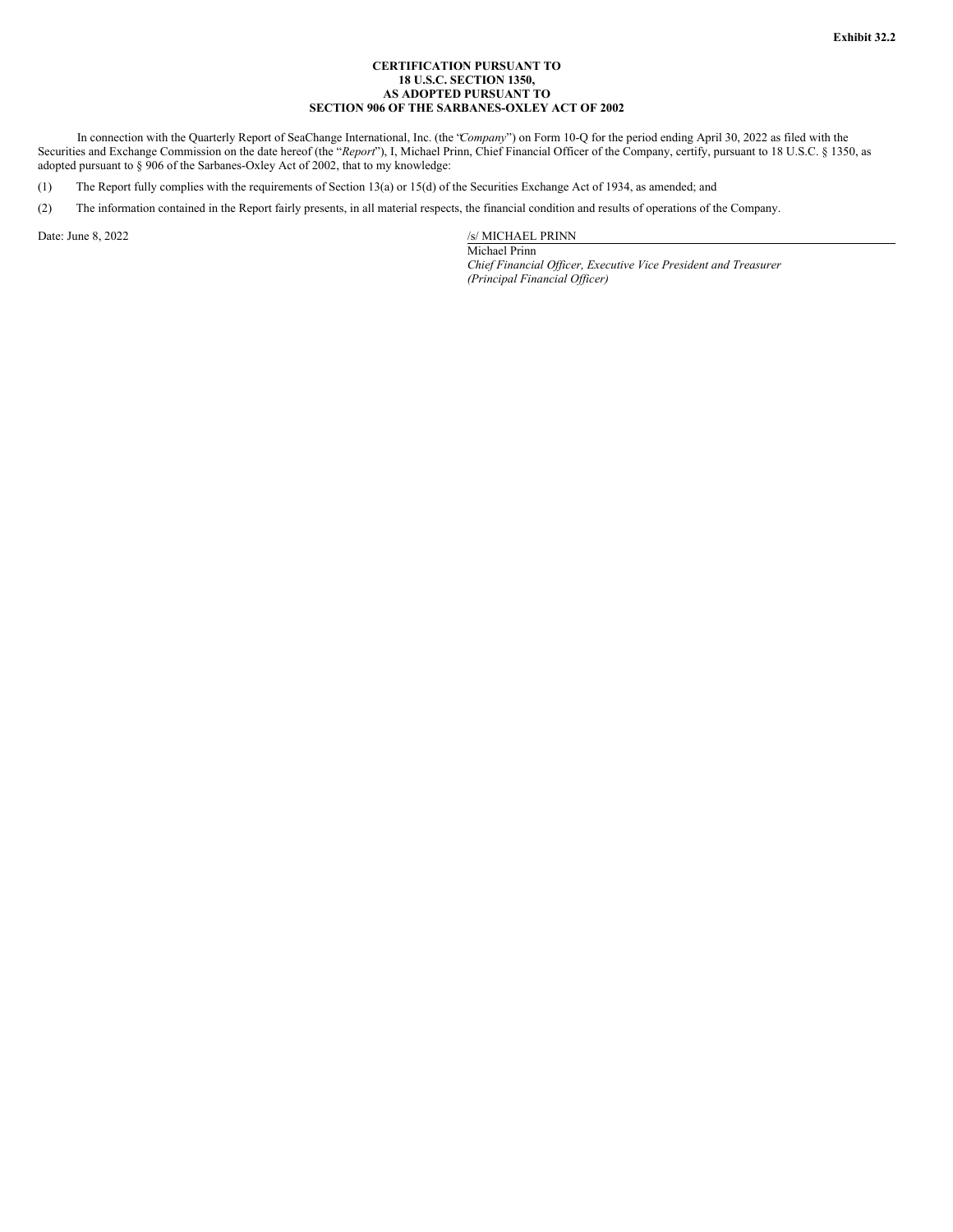**Exhibit 32.2**

**CERTIFICATION PURSUANT TO**
**18 U.S.C. SECTION 1350,**
**AS ADOPTED PURSUANT TO**
**SECTION 906 OF THE SARBANES-OXLEY ACT OF 2002**

In connection with the Quarterly Report of SeaChange International, Inc. (the "*Company*") on Form 10-Q for the period ending April 30, 2022 as filed with the Securities and Exchange Commission on the date hereof (the "*Report*"), I, Michael Prinn, Chief Financial Officer of the Company, certify, pursuant to 18 U.S.C. § 1350, as adopted pursuant to § 906 of the Sarbanes-Oxley Act of 2002, that to my knowledge:

(1) The Report fully complies with the requirements of Section 13(a) or 15(d) of the Securities Exchange Act of 1934, as amended; and

(2) The information contained in the Report fairly presents, in all material respects, the financial condition and results of operations of the Company.

Date: June 8, 2022

/s/ MICHAEL PRINN
Michael Prinn
*Chief Financial Officer, Executive Vice President and Treasurer*
*(Principal Financial Officer)*